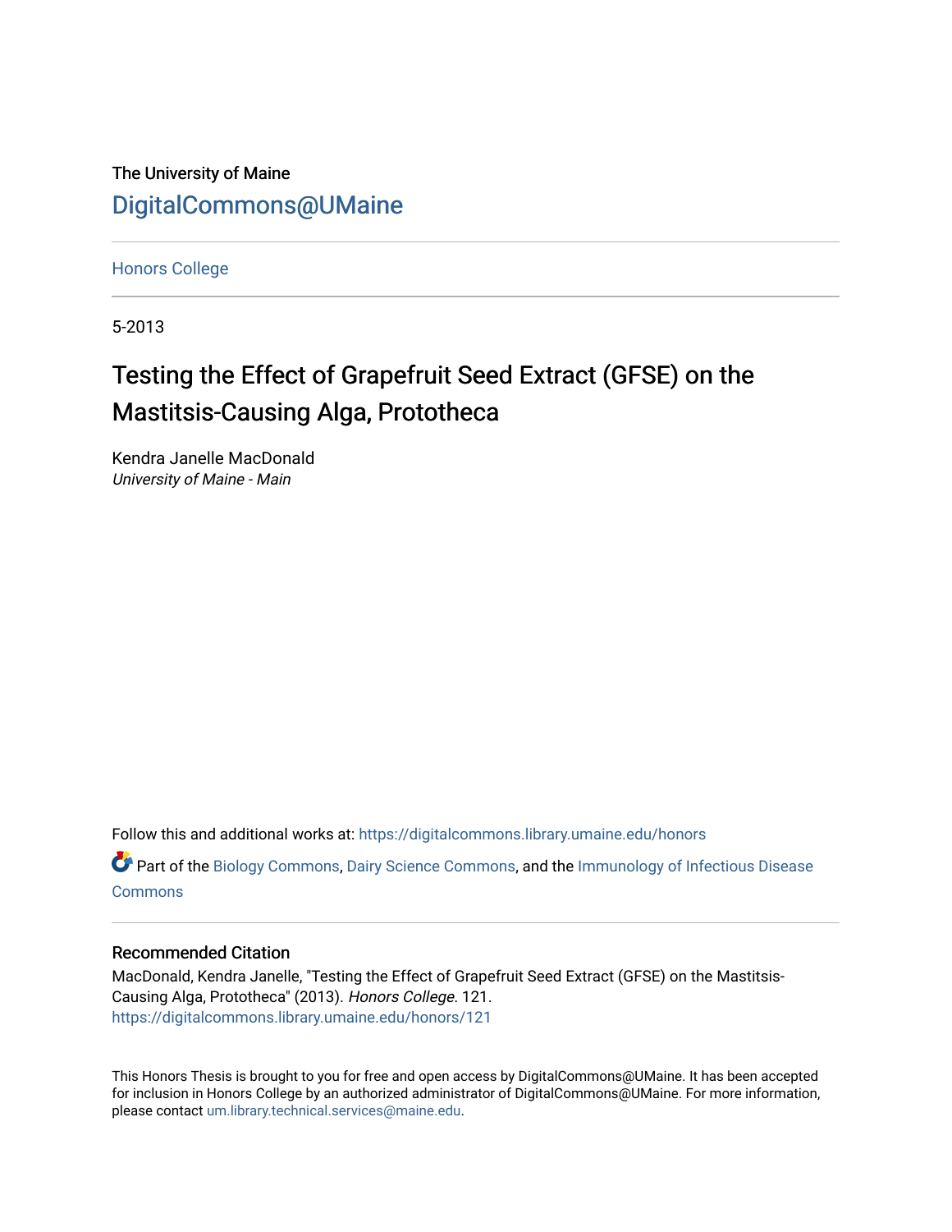The University of Maine

DigitalCommons@UMaine

Honors College

5-2013

# Testing the Effect of Grapefruit Seed Extract (GFSE) on the Mastitsis-Causing Alga, Prototheca

Kendra Janelle MacDonald
*University of Maine - Main*

Follow this and additional works at: https://digitalcommons.library.umaine.edu/honors

Part of the Biology Commons, Dairy Science Commons, and the Immunology of Infectious Disease Commons

## Recommended Citation

MacDonald, Kendra Janelle, "Testing the Effect of Grapefruit Seed Extract (GFSE) on the Mastitsis-Causing Alga, Prototheca" (2013). *Honors College*. 121.
https://digitalcommons.library.umaine.edu/honors/121

This Honors Thesis is brought to you for free and open access by DigitalCommons@UMaine. It has been accepted for inclusion in Honors College by an authorized administrator of DigitalCommons@UMaine. For more information, please contact um.library.technical.services@maine.edu.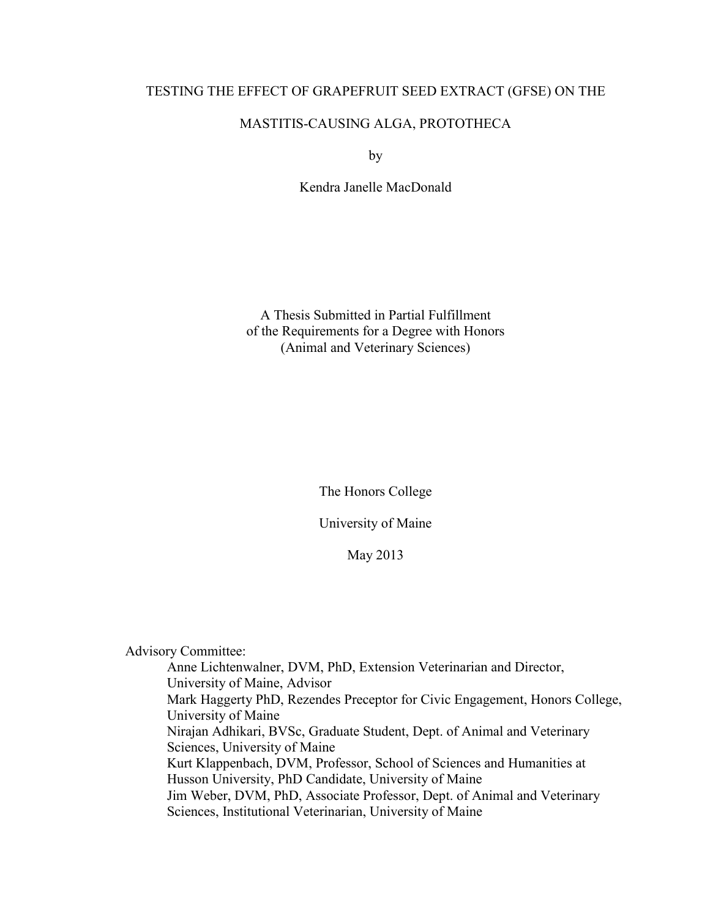# TESTING THE EFFECT OF GRAPEFRUIT SEED EXTRACT (GFSE) ON THE MASTITIS-CAUSING ALGA, PROTOTHECA

by

Kendra Janelle MacDonald

A Thesis Submitted in Partial Fulfillment
of the Requirements for a Degree with Honors
(Animal and Veterinary Sciences)

The Honors College

University of Maine

May 2013

Advisory Committee:

Anne Lichtenwalner, DVM, PhD, Extension Veterinarian and Director, University of Maine, Advisor

Mark Haggerty PhD, Rezendes Preceptor for Civic Engagement, Honors College, University of Maine

Nirajan Adhikari, BVSc, Graduate Student, Dept. of Animal and Veterinary Sciences, University of Maine

Kurt Klappenbach, DVM, Professor, School of Sciences and Humanities at Husson University, PhD Candidate, University of Maine

Jim Weber, DVM, PhD, Associate Professor, Dept. of Animal and Veterinary Sciences, Institutional Veterinarian, University of Maine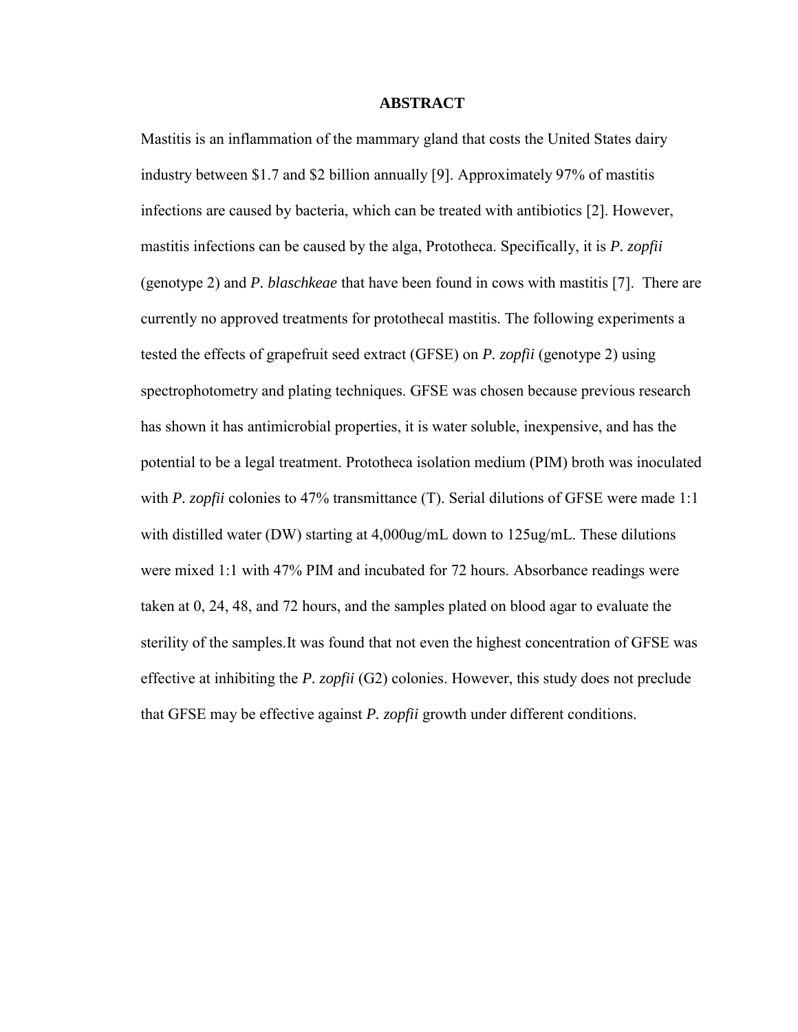## ABSTRACT

Mastitis is an inflammation of the mammary gland that costs the United States dairy industry between $1.7 and $2 billion annually [9]. Approximately 97% of mastitis infections are caused by bacteria, which can be treated with antibiotics [2]. However, mastitis infections can be caused by the alga, Prototheca. Specifically, it is *P. zopfii* (genotype 2) and *P. blaschkeae* that have been found in cows with mastitis [7]. There are currently no approved treatments for protothecal mastitis. The following experiments a tested the effects of grapefruit seed extract (GFSE) on *P. zopfii* (genotype 2) using spectrophotometry and plating techniques. GFSE was chosen because previous research has shown it has antimicrobial properties, it is water soluble, inexpensive, and has the potential to be a legal treatment. Prototheca isolation medium (PIM) broth was inoculated with *P. zopfii* colonies to 47% transmittance (T). Serial dilutions of GFSE were made 1:1 with distilled water (DW) starting at 4,000ug/mL down to 125ug/mL. These dilutions were mixed 1:1 with 47% PIM and incubated for 72 hours. Absorbance readings were taken at 0, 24, 48, and 72 hours, and the samples plated on blood agar to evaluate the sterility of the samples.It was found that not even the highest concentration of GFSE was effective at inhibiting the *P. zopfii* (G2) colonies. However, this study does not preclude that GFSE may be effective against *P. zopfii* growth under different conditions.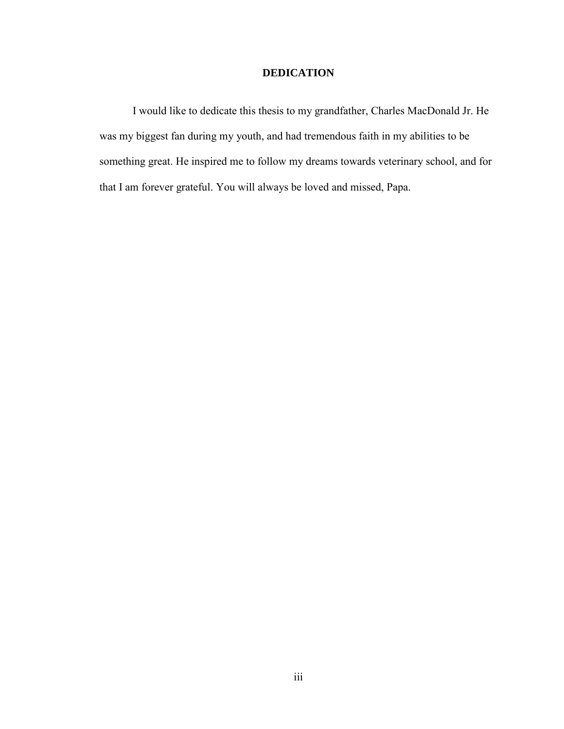# DEDICATION

I would like to dedicate this thesis to my grandfather, Charles MacDonald Jr. He was my biggest fan during my youth, and had tremendous faith in my abilities to be something great. He inspired me to follow my dreams towards veterinary school, and for that I am forever grateful. You will always be loved and missed, Papa.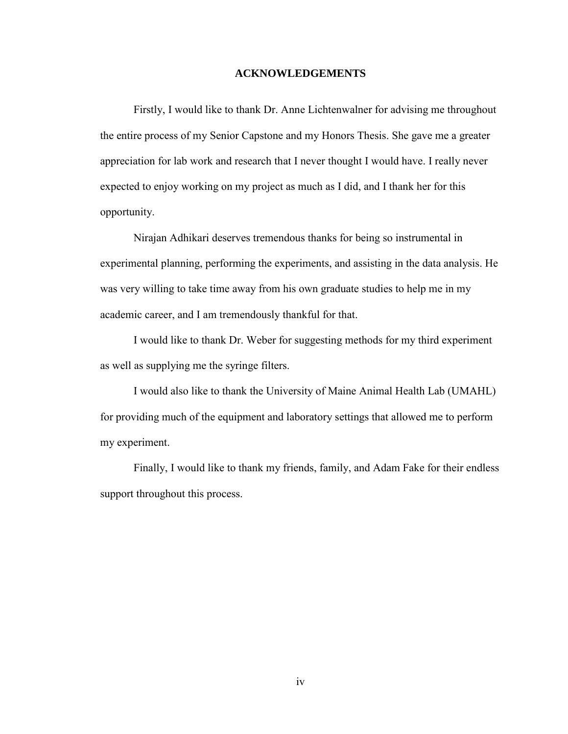# ACKNOWLEDGEMENTS

Firstly, I would like to thank Dr. Anne Lichtenwalner for advising me throughout the entire process of my Senior Capstone and my Honors Thesis. She gave me a greater appreciation for lab work and research that I never thought I would have. I really never expected to enjoy working on my project as much as I did, and I thank her for this opportunity.

Nirajan Adhikari deserves tremendous thanks for being so instrumental in experimental planning, performing the experiments, and assisting in the data analysis. He was very willing to take time away from his own graduate studies to help me in my academic career, and I am tremendously thankful for that.

I would like to thank Dr. Weber for suggesting methods for my third experiment as well as supplying me the syringe filters.

I would also like to thank the University of Maine Animal Health Lab (UMAHL) for providing much of the equipment and laboratory settings that allowed me to perform my experiment.

Finally, I would like to thank my friends, family, and Adam Fake for their endless support throughout this process.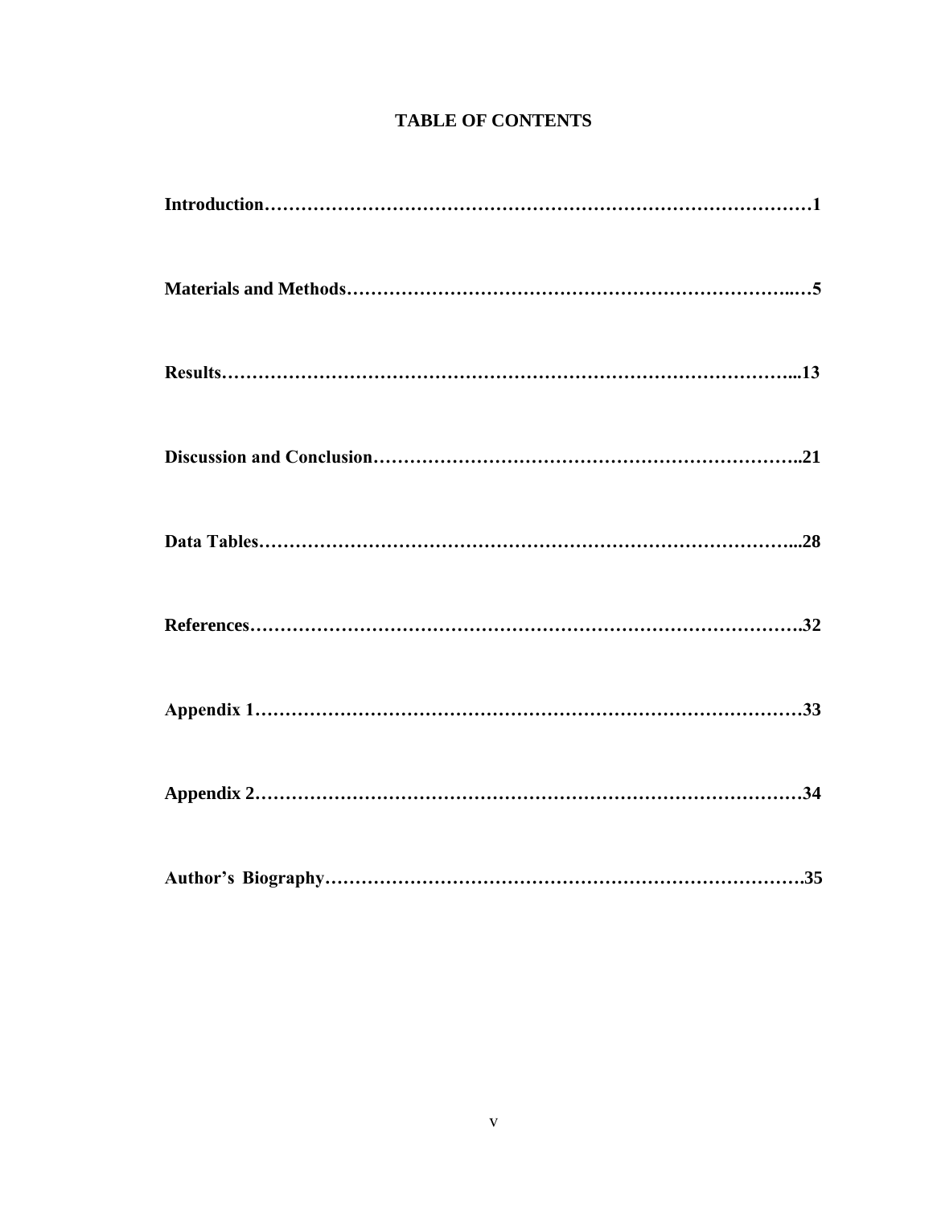# TABLE OF CONTENTS

**Introduction……………………………………………………………………………1**

**Materials and Methods…………………………………………………………..…5**

**Results……………………………………………………………………………...13**

**Discussion and Conclusion………………………………………………………..21**

**Data Tables………………………………………………………………………...28**

**References………………………………………………………………………….32**

**Appendix 1…………………………………………………………………………33**

**Appendix 2…………………………………………………………………………34**

**Author's Biography……………………………………………………………….35**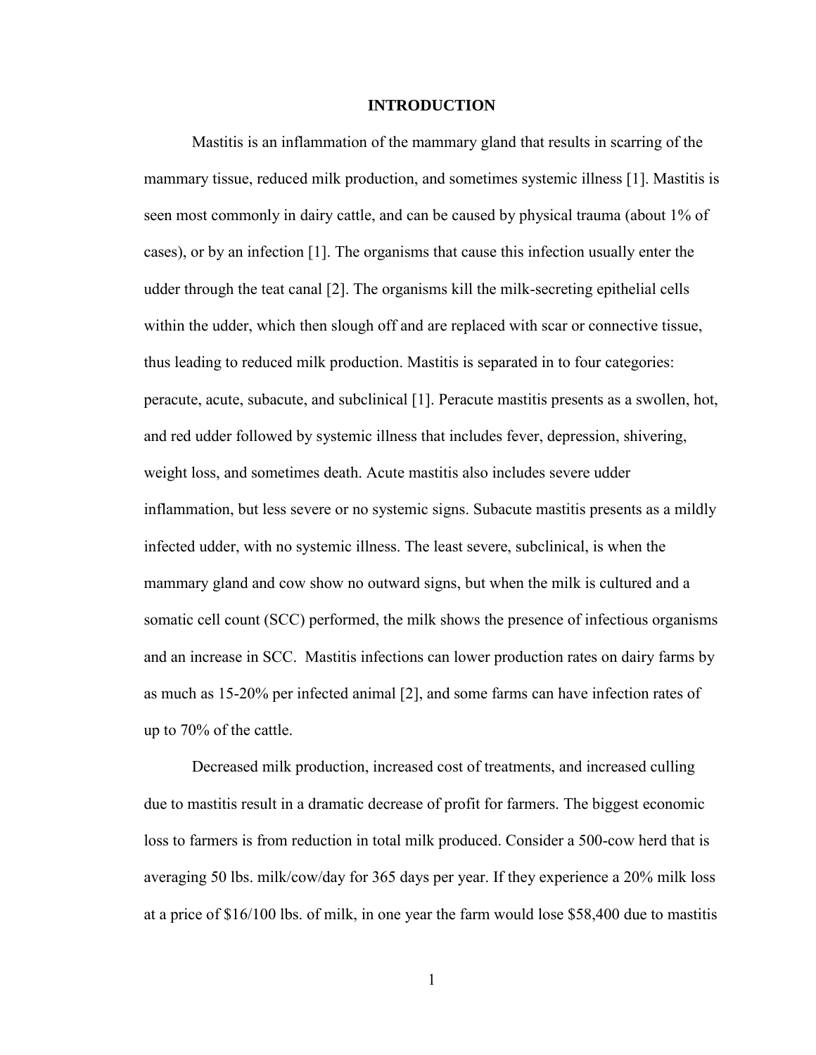# INTRODUCTION

Mastitis is an inflammation of the mammary gland that results in scarring of the mammary tissue, reduced milk production, and sometimes systemic illness [1]. Mastitis is seen most commonly in dairy cattle, and can be caused by physical trauma (about 1% of cases), or by an infection [1]. The organisms that cause this infection usually enter the udder through the teat canal [2]. The organisms kill the milk-secreting epithelial cells within the udder, which then slough off and are replaced with scar or connective tissue, thus leading to reduced milk production. Mastitis is separated in to four categories: peracute, acute, subacute, and subclinical [1]. Peracute mastitis presents as a swollen, hot, and red udder followed by systemic illness that includes fever, depression, shivering, weight loss, and sometimes death. Acute mastitis also includes severe udder inflammation, but less severe or no systemic signs. Subacute mastitis presents as a mildly infected udder, with no systemic illness. The least severe, subclinical, is when the mammary gland and cow show no outward signs, but when the milk is cultured and a somatic cell count (SCC) performed, the milk shows the presence of infectious organisms and an increase in SCC. Mastitis infections can lower production rates on dairy farms by as much as 15-20% per infected animal [2], and some farms can have infection rates of up to 70% of the cattle.

Decreased milk production, increased cost of treatments, and increased culling due to mastitis result in a dramatic decrease of profit for farmers. The biggest economic loss to farmers is from reduction in total milk produced. Consider a 500-cow herd that is averaging 50 lbs. milk/cow/day for 365 days per year. If they experience a 20% milk loss at a price of $16/100 lbs. of milk, in one year the farm would lose $58,400 due to mastitis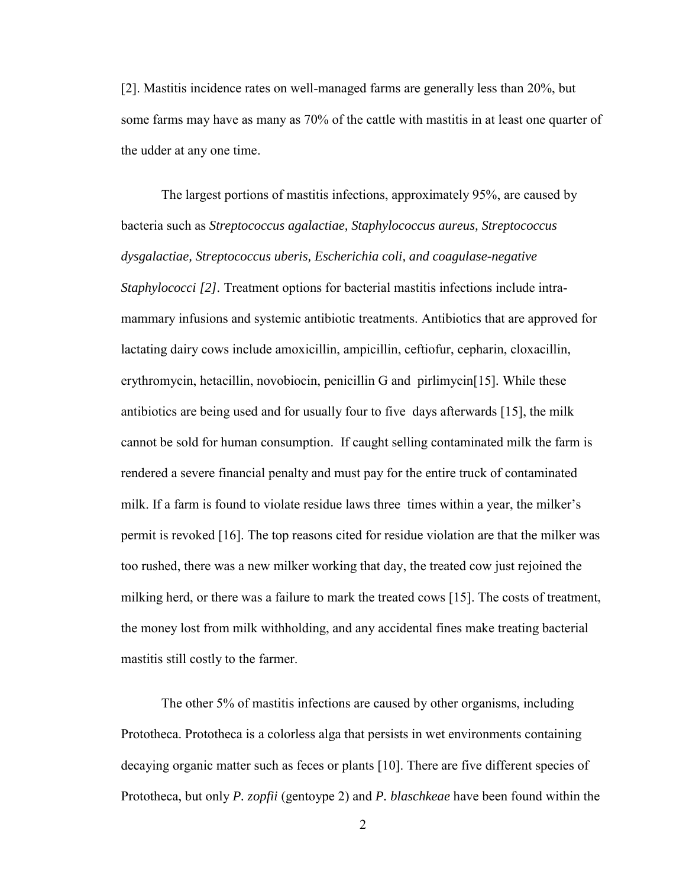[2]. Mastitis incidence rates on well-managed farms are generally less than 20%, but some farms may have as many as 70% of the cattle with mastitis in at least one quarter of the udder at any one time.

The largest portions of mastitis infections, approximately 95%, are caused by bacteria such as *Streptococcus agalactiae, Staphylococcus aureus, Streptococcus dysgalactiae, Streptococcus uberis, Escherichia coli, and coagulase-negative Staphylococci [2].* Treatment options for bacterial mastitis infections include intra-mammary infusions and systemic antibiotic treatments. Antibiotics that are approved for lactating dairy cows include amoxicillin, ampicillin, ceftiofur, cepharin, cloxacillin, erythromycin, hetacillin, novobiocin, penicillin G and pirlimycin[15]. While these antibiotics are being used and for usually four to five days afterwards [15], the milk cannot be sold for human consumption. If caught selling contaminated milk the farm is rendered a severe financial penalty and must pay for the entire truck of contaminated milk. If a farm is found to violate residue laws three times within a year, the milker's permit is revoked [16]. The top reasons cited for residue violation are that the milker was too rushed, there was a new milker working that day, the treated cow just rejoined the milking herd, or there was a failure to mark the treated cows [15]. The costs of treatment, the money lost from milk withholding, and any accidental fines make treating bacterial mastitis still costly to the farmer.

The other 5% of mastitis infections are caused by other organisms, including Prototheca. Prototheca is a colorless alga that persists in wet environments containing decaying organic matter such as feces or plants [10]. There are five different species of Prototheca, but only *P. zopfii* (gentoype 2) and *P. blaschkeae* have been found within the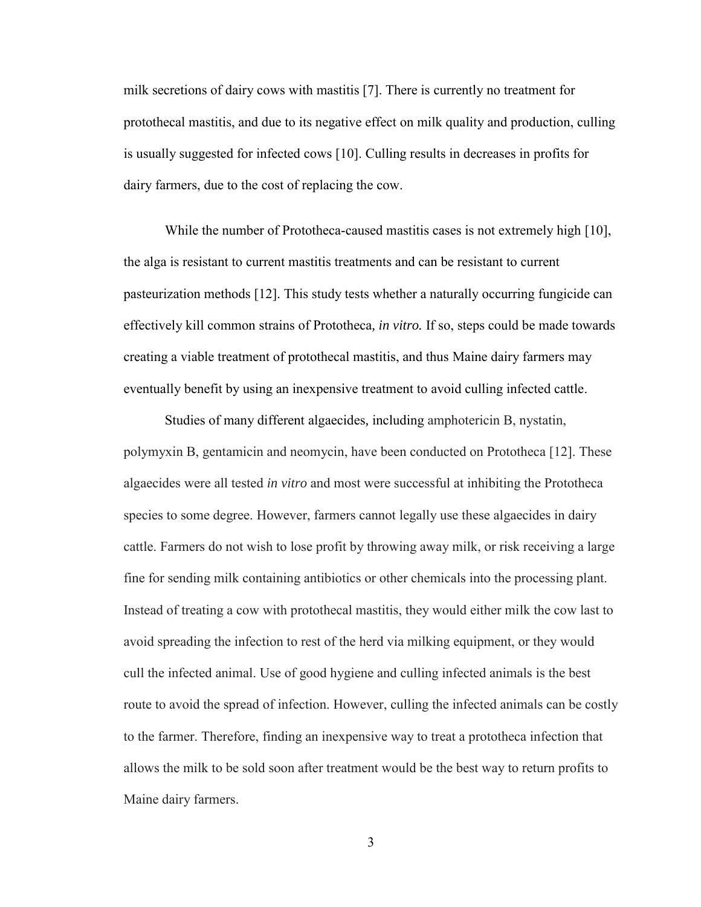milk secretions of dairy cows with mastitis [7]. There is currently no treatment for protothecal mastitis, and due to its negative effect on milk quality and production, culling is usually suggested for infected cows [10]. Culling results in decreases in profits for dairy farmers, due to the cost of replacing the cow.

While the number of Prototheca-caused mastitis cases is not extremely high [10], the alga is resistant to current mastitis treatments and can be resistant to current pasteurization methods [12]. This study tests whether a naturally occurring fungicide can effectively kill common strains of Prototheca, *in vitro.* If so, steps could be made towards creating a viable treatment of protothecal mastitis, and thus Maine dairy farmers may eventually benefit by using an inexpensive treatment to avoid culling infected cattle.

Studies of many different algaecides, including amphotericin B, nystatin, polymyxin B, gentamicin and neomycin, have been conducted on Prototheca [12]. These algaecides were all tested *in vitro* and most were successful at inhibiting the Prototheca species to some degree. However, farmers cannot legally use these algaecides in dairy cattle. Farmers do not wish to lose profit by throwing away milk, or risk receiving a large fine for sending milk containing antibiotics or other chemicals into the processing plant. Instead of treating a cow with protothecal mastitis, they would either milk the cow last to avoid spreading the infection to rest of the herd via milking equipment, or they would cull the infected animal. Use of good hygiene and culling infected animals is the best route to avoid the spread of infection. However, culling the infected animals can be costly to the farmer. Therefore, finding an inexpensive way to treat a prototheca infection that allows the milk to be sold soon after treatment would be the best way to return profits to Maine dairy farmers.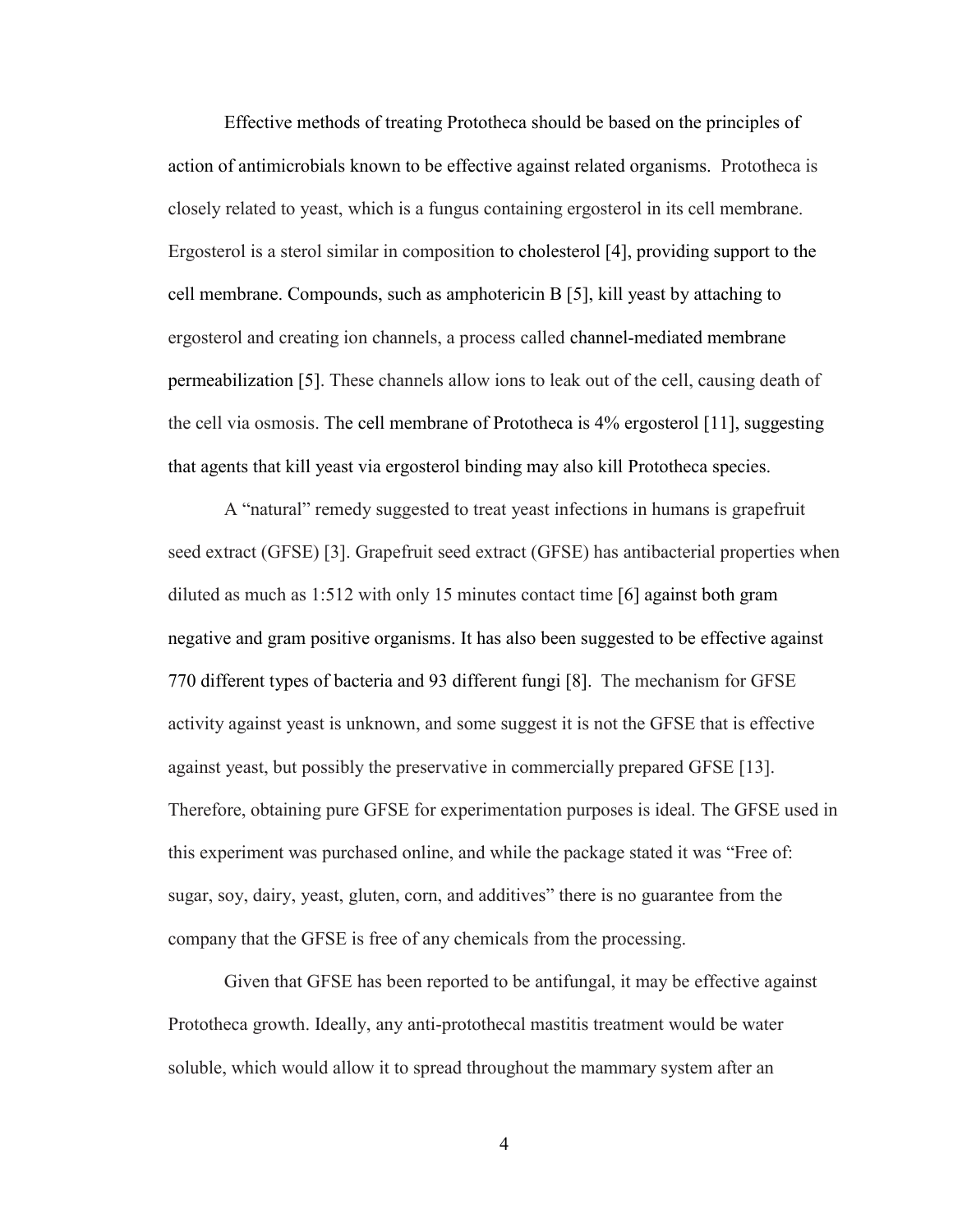Effective methods of treating Prototheca should be based on the principles of action of antimicrobials known to be effective against related organisms. Prototheca is closely related to yeast, which is a fungus containing ergosterol in its cell membrane. Ergosterol is a sterol similar in composition to cholesterol [4], providing support to the cell membrane. Compounds, such as amphotericin B [5], kill yeast by attaching to ergosterol and creating ion channels, a process called channel-mediated membrane permeabilization [5]. These channels allow ions to leak out of the cell, causing death of the cell via osmosis. The cell membrane of Prototheca is 4% ergosterol [11], suggesting that agents that kill yeast via ergosterol binding may also kill Prototheca species.

A "natural" remedy suggested to treat yeast infections in humans is grapefruit seed extract (GFSE) [3]. Grapefruit seed extract (GFSE) has antibacterial properties when diluted as much as 1:512 with only 15 minutes contact time [6] against both gram negative and gram positive organisms. It has also been suggested to be effective against 770 different types of bacteria and 93 different fungi [8]. The mechanism for GFSE activity against yeast is unknown, and some suggest it is not the GFSE that is effective against yeast, but possibly the preservative in commercially prepared GFSE [13]. Therefore, obtaining pure GFSE for experimentation purposes is ideal. The GFSE used in this experiment was purchased online, and while the package stated it was "Free of: sugar, soy, dairy, yeast, gluten, corn, and additives" there is no guarantee from the company that the GFSE is free of any chemicals from the processing.

Given that GFSE has been reported to be antifungal, it may be effective against Prototheca growth. Ideally, any anti-protothecal mastitis treatment would be water soluble, which would allow it to spread throughout the mammary system after an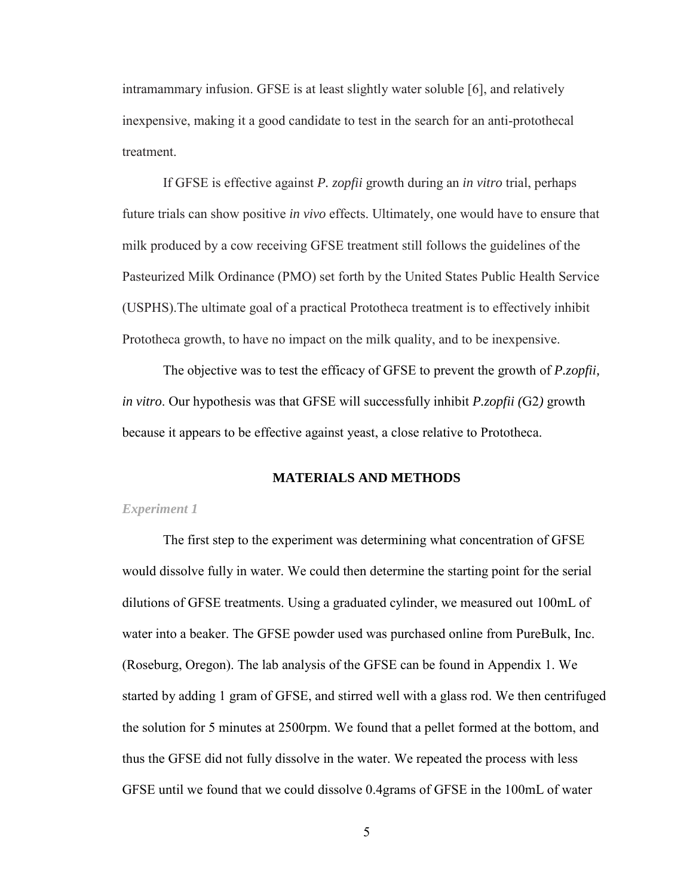intramammary infusion. GFSE is at least slightly water soluble [6], and relatively inexpensive, making it a good candidate to test in the search for an anti-protothecal treatment.

If GFSE is effective against *P. zopfii* growth during an *in vitro* trial, perhaps future trials can show positive *in vivo* effects. Ultimately, one would have to ensure that milk produced by a cow receiving GFSE treatment still follows the guidelines of the Pasteurized Milk Ordinance (PMO) set forth by the United States Public Health Service (USPHS).The ultimate goal of a practical Prototheca treatment is to effectively inhibit Prototheca growth, to have no impact on the milk quality, and to be inexpensive.

The objective was to test the efficacy of GFSE to prevent the growth of *P.zopfii, in vitro*. Our hypothesis was that GFSE will successfully inhibit *P.zopfii (*G2*)* growth because it appears to be effective against yeast, a close relative to Prototheca.

## MATERIALS AND METHODS

### *Experiment 1*

The first step to the experiment was determining what concentration of GFSE would dissolve fully in water. We could then determine the starting point for the serial dilutions of GFSE treatments. Using a graduated cylinder, we measured out 100mL of water into a beaker. The GFSE powder used was purchased online from PureBulk, Inc. (Roseburg, Oregon). The lab analysis of the GFSE can be found in Appendix 1. We started by adding 1 gram of GFSE, and stirred well with a glass rod. We then centrifuged the solution for 5 minutes at 2500rpm. We found that a pellet formed at the bottom, and thus the GFSE did not fully dissolve in the water. We repeated the process with less GFSE until we found that we could dissolve 0.4grams of GFSE in the 100mL of water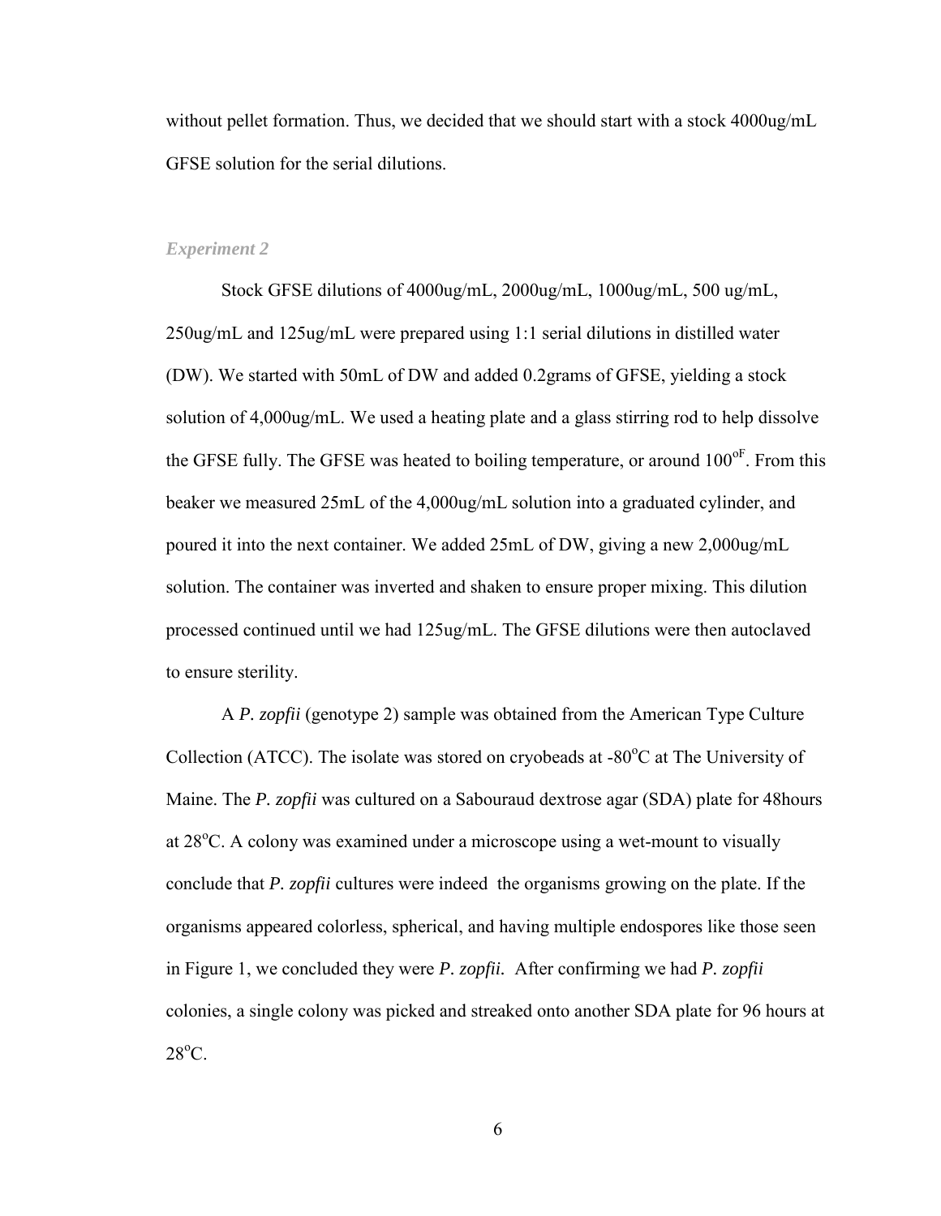without pellet formation. Thus, we decided that we should start with a stock 4000ug/mL GFSE solution for the serial dilutions.

### *Experiment 2*

Stock GFSE dilutions of 4000ug/mL, 2000ug/mL, 1000ug/mL, 500 ug/mL, 250ug/mL and 125ug/mL were prepared using 1:1 serial dilutions in distilled water (DW). We started with 50mL of DW and added 0.2grams of GFSE, yielding a stock solution of 4,000ug/mL. We used a heating plate and a glass stirring rod to help dissolve the GFSE fully. The GFSE was heated to boiling temperature, or around $100^{oF}$. From this beaker we measured 25mL of the 4,000ug/mL solution into a graduated cylinder, and poured it into the next container. We added 25mL of DW, giving a new 2,000ug/mL solution. The container was inverted and shaken to ensure proper mixing. This dilution processed continued until we had 125ug/mL. The GFSE dilutions were then autoclaved to ensure sterility.

A *P. zopfii* (genotype 2) sample was obtained from the American Type Culture Collection (ATCC). The isolate was stored on cryobeads at $-80^{o}C$ at The University of Maine. The *P. zopfii* was cultured on a Sabouraud dextrose agar (SDA) plate for 48hours at $28^{o}C$. A colony was examined under a microscope using a wet-mount to visually conclude that *P. zopfii* cultures were indeed the organisms growing on the plate. If the organisms appeared colorless, spherical, and having multiple endospores like those seen in Figure 1, we concluded they were *P. zopfii.* After confirming we had *P. zopfii* colonies, a single colony was picked and streaked onto another SDA plate for 96 hours at $28^{o}C$.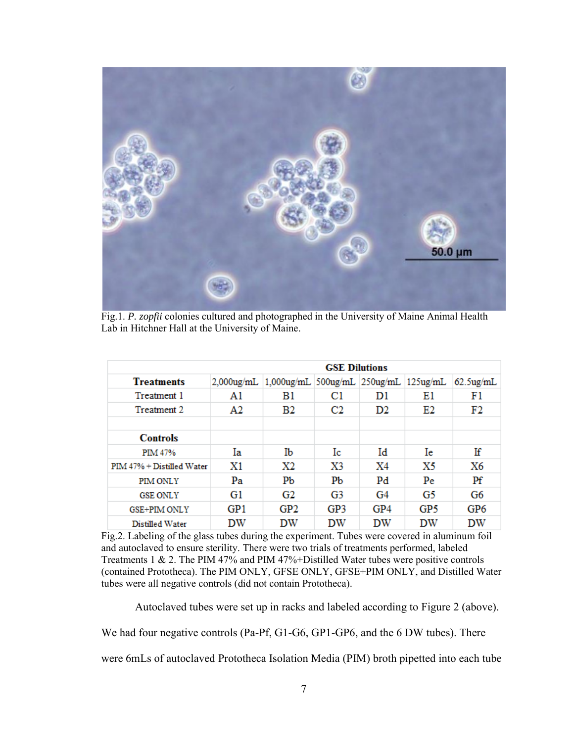Fig.1. *P. zopfii* colonies cultured and photographed in the University of Maine Animal Health Lab in Hitchner Hall at the University of Maine.

| | GSE Dilutions | | | | | |
|---|---|---|---|---|---|---|
| **Treatments** | 2,000ug/mL | 1,000ug/mL | 500ug/mL | 250ug/mL | 125ug/mL | 62.5ug/mL |
| Treatment 1 | A1 | B1 | C1 | D1 | E1 | F1 |
| Treatment 2 | A2 | B2 | C2 | D2 | E2 | F2 |
| | | | | | | |
| **Controls** | | | | | | |
| PIM 47% | Ia | Ib | Ic | Id | Ie | If |
| PIM 47% + Distilled Water | X1 | X2 | X3 | X4 | X5 | X6 |
| PIM ONLY | Pa | Pb | Pb | Pd | Pe | Pf |
| GSE ONLY | G1 | G2 | G3 | G4 | G5 | G6 |
| GSE+PIM ONLY | GP1 | GP2 | GP3 | GP4 | GP5 | GP6 |
| Distilled Water | DW | DW | DW | DW | DW | DW |

Fig.2. Labeling of the glass tubes during the experiment. Tubes were covered in aluminum foil and autoclaved to ensure sterility. There were two trials of treatments performed, labeled Treatments 1 & 2. The PIM 47% and PIM 47%+Distilled Water tubes were positive controls (contained Prototheca). The PIM ONLY, GFSE ONLY, GFSE+PIM ONLY, and Distilled Water tubes were all negative controls (did not contain Prototheca).

Autoclaved tubes were set up in racks and labeled according to Figure 2 (above). We had four negative controls (Pa-Pf, G1-G6, GP1-GP6, and the 6 DW tubes). There were 6mLs of autoclaved Prototheca Isolation Media (PIM) broth pipetted into each tube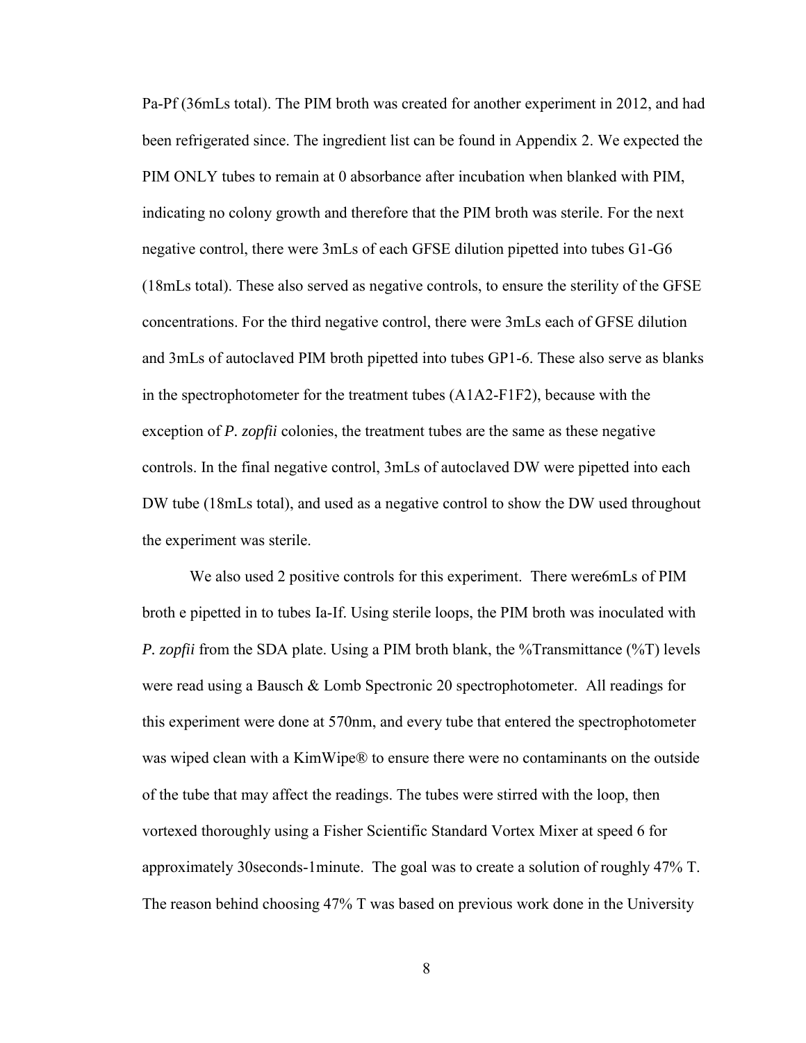Pa-Pf (36mLs total). The PIM broth was created for another experiment in 2012, and had been refrigerated since. The ingredient list can be found in Appendix 2. We expected the PIM ONLY tubes to remain at 0 absorbance after incubation when blanked with PIM, indicating no colony growth and therefore that the PIM broth was sterile. For the next negative control, there were 3mLs of each GFSE dilution pipetted into tubes G1-G6 (18mLs total). These also served as negative controls, to ensure the sterility of the GFSE concentrations. For the third negative control, there were 3mLs each of GFSE dilution and 3mLs of autoclaved PIM broth pipetted into tubes GP1-6. These also serve as blanks in the spectrophotometer for the treatment tubes (A1A2-F1F2), because with the exception of *P. zopfii* colonies, the treatment tubes are the same as these negative controls. In the final negative control, 3mLs of autoclaved DW were pipetted into each DW tube (18mLs total), and used as a negative control to show the DW used throughout the experiment was sterile.

We also used 2 positive controls for this experiment. There were6mLs of PIM broth e pipetted in to tubes Ia-If. Using sterile loops, the PIM broth was inoculated with *P. zopfii* from the SDA plate. Using a PIM broth blank, the %Transmittance (%T) levels were read using a Bausch & Lomb Spectronic 20 spectrophotometer. All readings for this experiment were done at 570nm, and every tube that entered the spectrophotometer was wiped clean with a KimWipe® to ensure there were no contaminants on the outside of the tube that may affect the readings. The tubes were stirred with the loop, then vortexed thoroughly using a Fisher Scientific Standard Vortex Mixer at speed 6 for approximately 30seconds-1minute. The goal was to create a solution of roughly 47% T. The reason behind choosing 47% T was based on previous work done in the University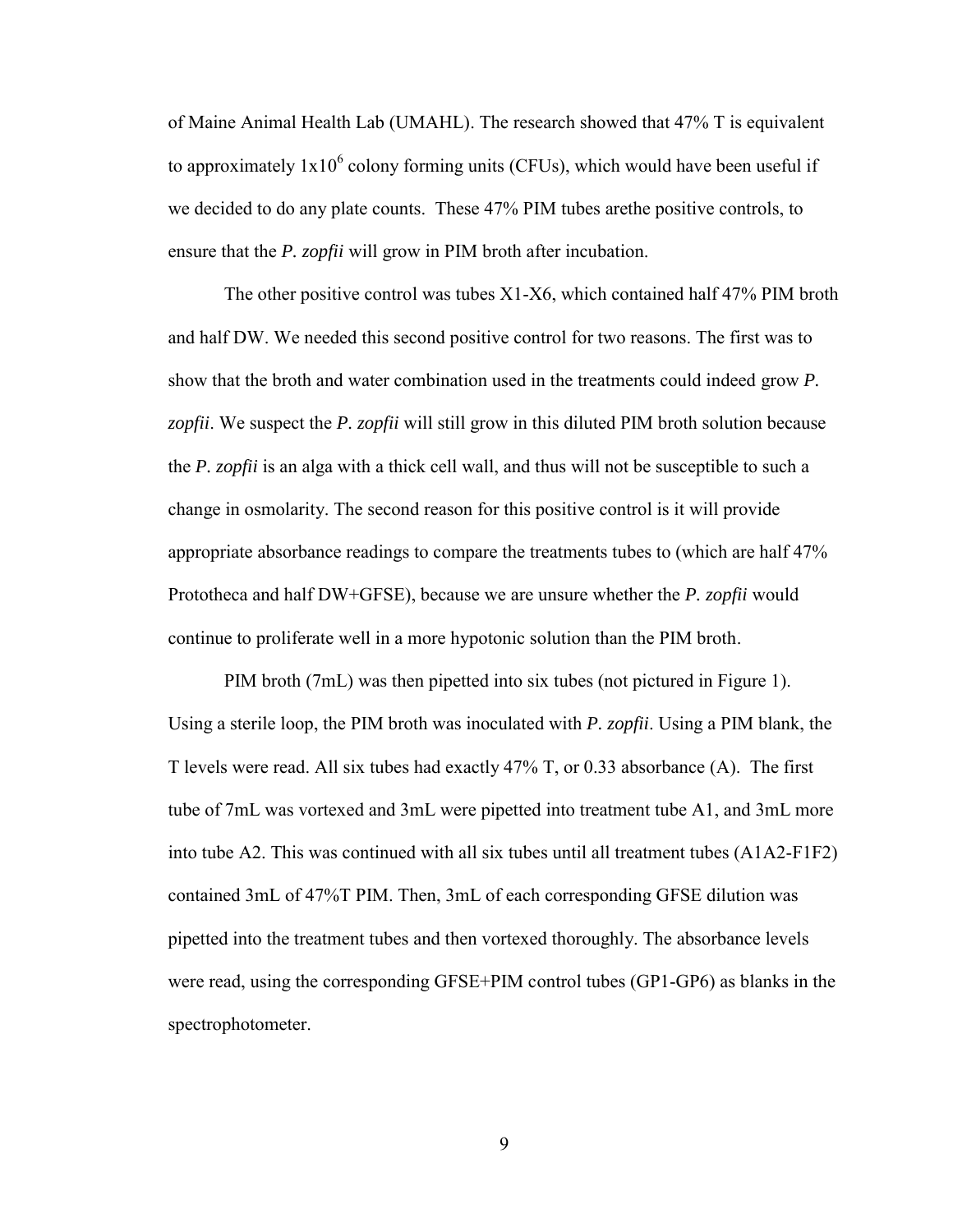of Maine Animal Health Lab (UMAHL). The research showed that 47% T is equivalent to approximately $1x10^6$ colony forming units (CFUs), which would have been useful if we decided to do any plate counts. These 47% PIM tubes arethe positive controls, to ensure that the *P. zopfii* will grow in PIM broth after incubation.

The other positive control was tubes X1-X6, which contained half 47% PIM broth and half DW. We needed this second positive control for two reasons. The first was to show that the broth and water combination used in the treatments could indeed grow *P. zopfii*. We suspect the *P. zopfii* will still grow in this diluted PIM broth solution because the *P. zopfii* is an alga with a thick cell wall, and thus will not be susceptible to such a change in osmolarity. The second reason for this positive control is it will provide appropriate absorbance readings to compare the treatments tubes to (which are half 47% Prototheca and half DW+GFSE), because we are unsure whether the *P. zopfii* would continue to proliferate well in a more hypotonic solution than the PIM broth.

PIM broth (7mL) was then pipetted into six tubes (not pictured in Figure 1). Using a sterile loop, the PIM broth was inoculated with *P. zopfii*. Using a PIM blank, the T levels were read. All six tubes had exactly 47% T, or 0.33 absorbance (A). The first tube of 7mL was vortexed and 3mL were pipetted into treatment tube A1, and 3mL more into tube A2. This was continued with all six tubes until all treatment tubes (A1A2-F1F2) contained 3mL of 47%T PIM. Then, 3mL of each corresponding GFSE dilution was pipetted into the treatment tubes and then vortexed thoroughly. The absorbance levels were read, using the corresponding GFSE+PIM control tubes (GP1-GP6) as blanks in the spectrophotometer.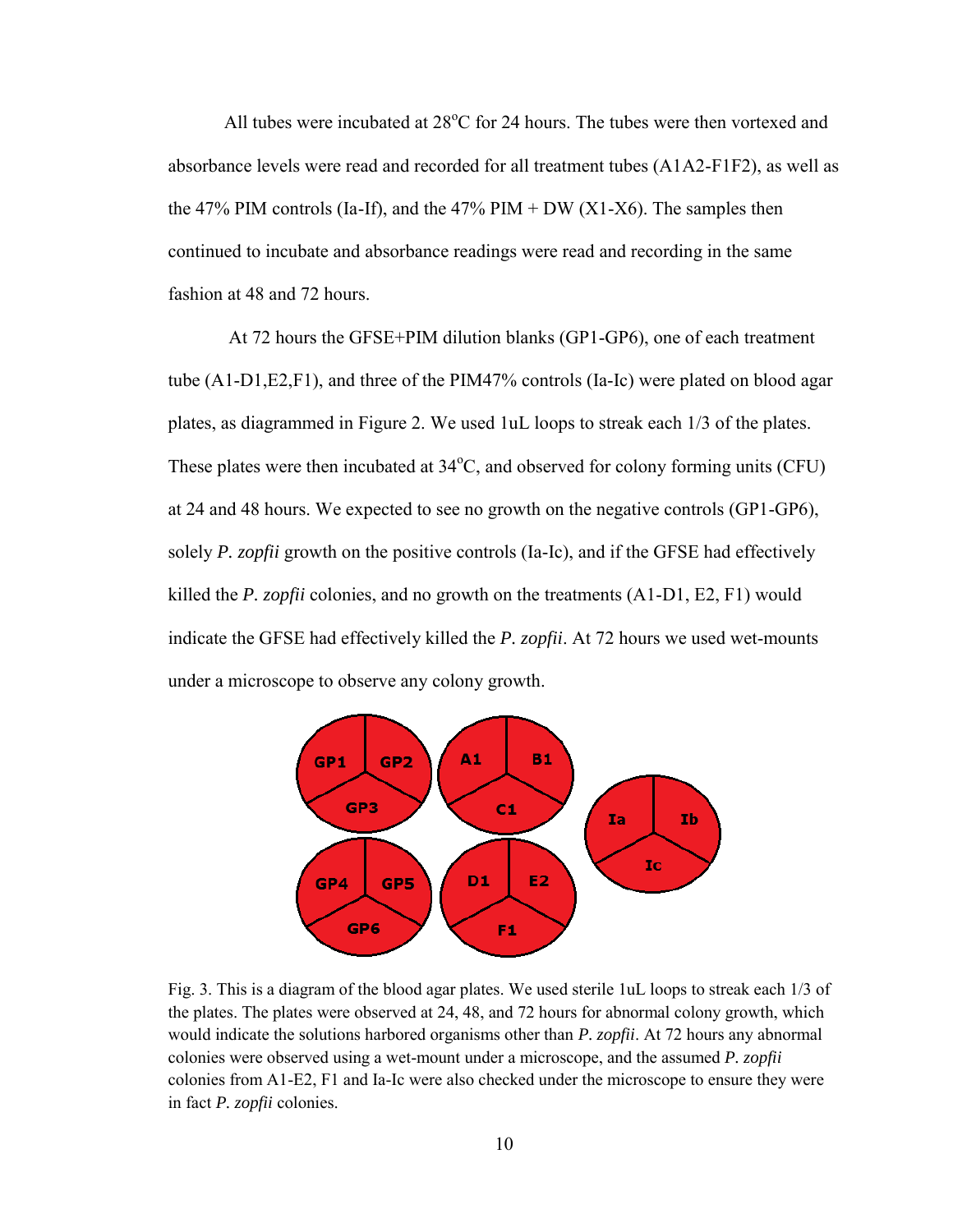All tubes were incubated at 28°C for 24 hours. The tubes were then vortexed and absorbance levels were read and recorded for all treatment tubes (A1A2-F1F2), as well as the 47% PIM controls (Ia-If), and the 47% PIM + DW (X1-X6). The samples then continued to incubate and absorbance readings were read and recording in the same fashion at 48 and 72 hours.

At 72 hours the GFSE+PIM dilution blanks (GP1-GP6), one of each treatment tube (A1-D1,E2,F1), and three of the PIM47% controls (Ia-Ic) were plated on blood agar plates, as diagrammed in Figure 2. We used 1uL loops to streak each 1/3 of the plates. These plates were then incubated at 34°C, and observed for colony forming units (CFU) at 24 and 48 hours. We expected to see no growth on the negative controls (GP1-GP6), solely *P. zopfii* growth on the positive controls (Ia-Ic), and if the GFSE had effectively killed the *P. zopfii* colonies, and no growth on the treatments (A1-D1, E2, F1) would indicate the GFSE had effectively killed the *P. zopfii*. At 72 hours we used wet-mounts under a microscope to observe any colony growth.

Fig. 3. This is a diagram of the blood agar plates. We used sterile 1uL loops to streak each 1/3 of the plates. The plates were observed at 24, 48, and 72 hours for abnormal colony growth, which would indicate the solutions harbored organisms other than *P. zopfii*. At 72 hours any abnormal colonies were observed using a wet-mount under a microscope, and the assumed *P. zopfii* colonies from A1-E2, F1 and Ia-Ic were also checked under the microscope to ensure they were in fact *P. zopfii* colonies.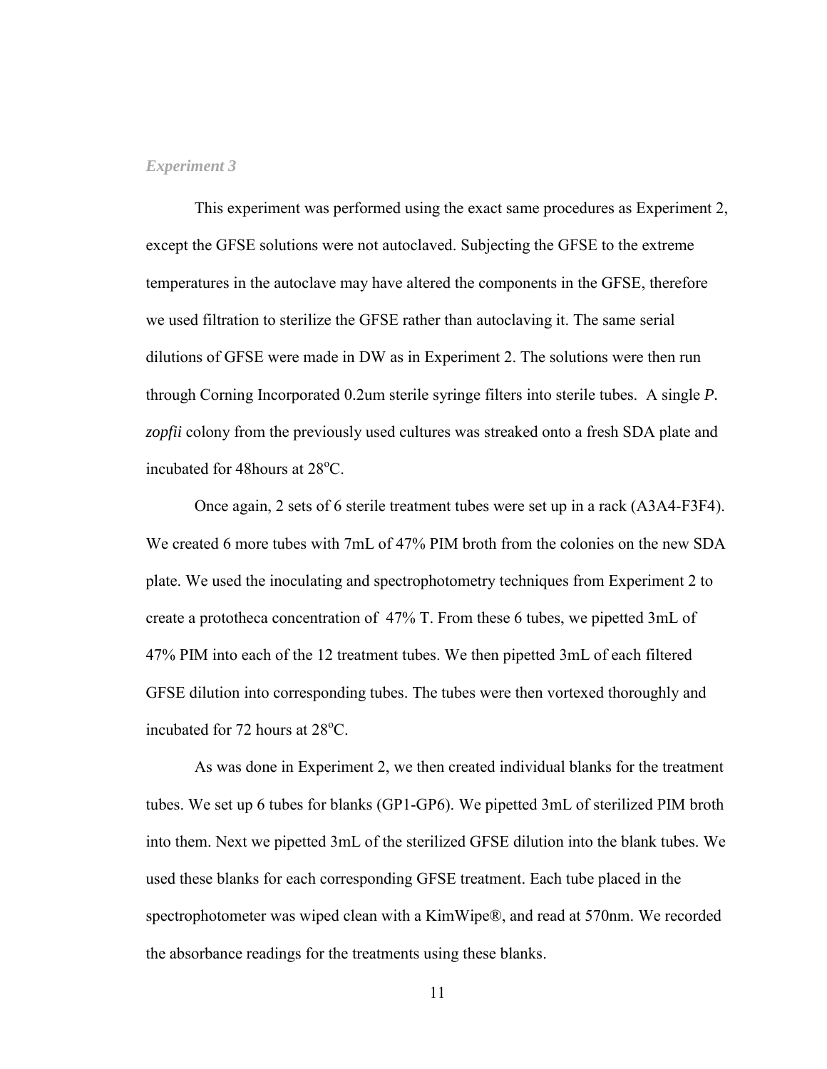### *Experiment 3*

This experiment was performed using the exact same procedures as Experiment 2, except the GFSE solutions were not autoclaved. Subjecting the GFSE to the extreme temperatures in the autoclave may have altered the components in the GFSE, therefore we used filtration to sterilize the GFSE rather than autoclaving it. The same serial dilutions of GFSE were made in DW as in Experiment 2. The solutions were then run through Corning Incorporated 0.2um sterile syringe filters into sterile tubes. A single *P. zopfii* colony from the previously used cultures was streaked onto a fresh SDA plate and incubated for 48hours at 28$^{o}$C.

Once again, 2 sets of 6 sterile treatment tubes were set up in a rack (A3A4-F3F4). We created 6 more tubes with 7mL of 47% PIM broth from the colonies on the new SDA plate. We used the inoculating and spectrophotometry techniques from Experiment 2 to create a prototheca concentration of 47% T. From these 6 tubes, we pipetted 3mL of 47% PIM into each of the 12 treatment tubes. We then pipetted 3mL of each filtered GFSE dilution into corresponding tubes. The tubes were then vortexed thoroughly and incubated for 72 hours at 28$^{o}$C.

As was done in Experiment 2, we then created individual blanks for the treatment tubes. We set up 6 tubes for blanks (GP1-GP6). We pipetted 3mL of sterilized PIM broth into them. Next we pipetted 3mL of the sterilized GFSE dilution into the blank tubes. We used these blanks for each corresponding GFSE treatment. Each tube placed in the spectrophotometer was wiped clean with a KimWipe®, and read at 570nm. We recorded the absorbance readings for the treatments using these blanks.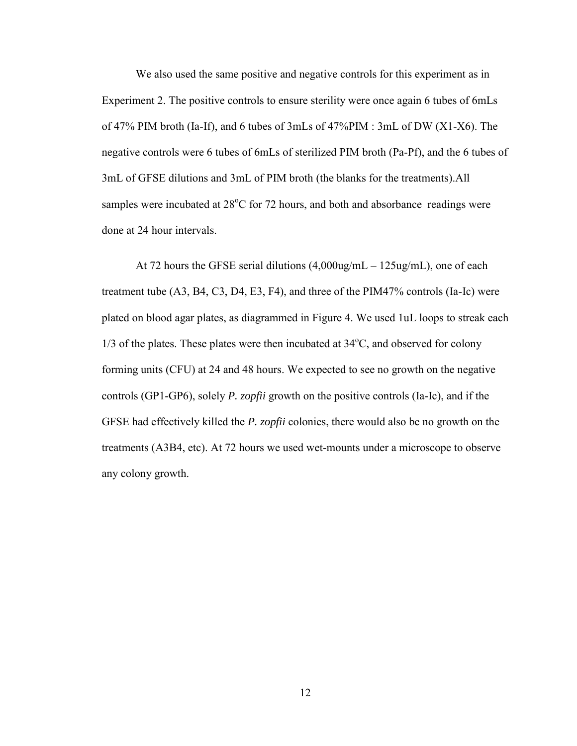We also used the same positive and negative controls for this experiment as in Experiment 2. The positive controls to ensure sterility were once again 6 tubes of 6mLs of 47% PIM broth (Ia-If), and 6 tubes of 3mLs of 47%PIM : 3mL of DW (X1-X6). The negative controls were 6 tubes of 6mLs of sterilized PIM broth (Pa-Pf), and the 6 tubes of 3mL of GFSE dilutions and 3mL of PIM broth (the blanks for the treatments).All samples were incubated at 28°C for 72 hours, and both and absorbance readings were done at 24 hour intervals.

At 72 hours the GFSE serial dilutions (4,000ug/mL – 125ug/mL), one of each treatment tube (A3, B4, C3, D4, E3, F4), and three of the PIM47% controls (Ia-Ic) were plated on blood agar plates, as diagrammed in Figure 4. We used 1uL loops to streak each 1/3 of the plates. These plates were then incubated at 34°C, and observed for colony forming units (CFU) at 24 and 48 hours. We expected to see no growth on the negative controls (GP1-GP6), solely *P. zopfii* growth on the positive controls (Ia-Ic), and if the GFSE had effectively killed the *P. zopfii* colonies, there would also be no growth on the treatments (A3B4, etc). At 72 hours we used wet-mounts under a microscope to observe any colony growth.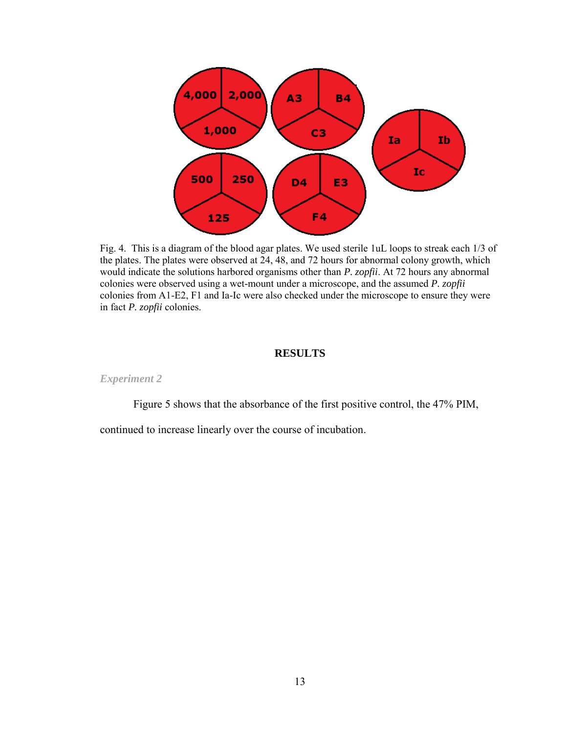Fig. 4. This is a diagram of the blood agar plates. We used sterile 1uL loops to streak each 1/3 of the plates. The plates were observed at 24, 48, and 72 hours for abnormal colony growth, which would indicate the solutions harbored organisms other than *P. zopfii*. At 72 hours any abnormal colonies were observed using a wet-mount under a microscope, and the assumed *P. zopfii* colonies from A1-E2, F1 and Ia-Ic were also checked under the microscope to ensure they were in fact *P. zopfii* colonies.

## RESULTS

### *Experiment 2*

Figure 5 shows that the absorbance of the first positive control, the 47% PIM, continued to increase linearly over the course of incubation.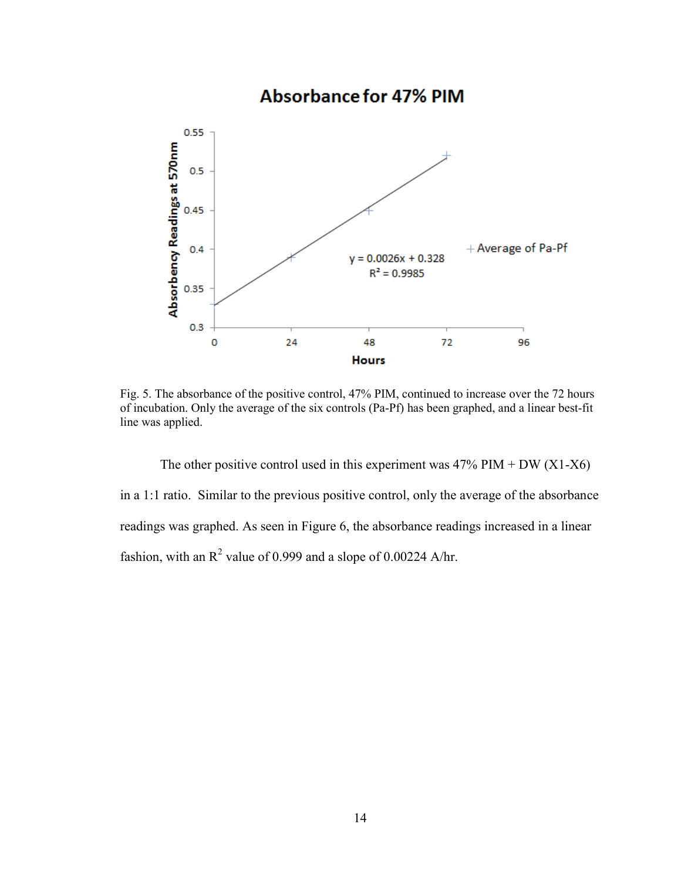Fig. 5. The absorbance of the positive control, 47% PIM, continued to increase over the 72 hours of incubation. Only the average of the six controls (Pa-Pf) has been graphed, and a linear best-fit line was applied.

The other positive control used in this experiment was 47% PIM + DW (X1-X6) in a 1:1 ratio. Similar to the previous positive control, only the average of the absorbance readings was graphed. As seen in Figure 6, the absorbance readings increased in a linear fashion, with an $R^2$ value of 0.999 and a slope of 0.00224 A/hr.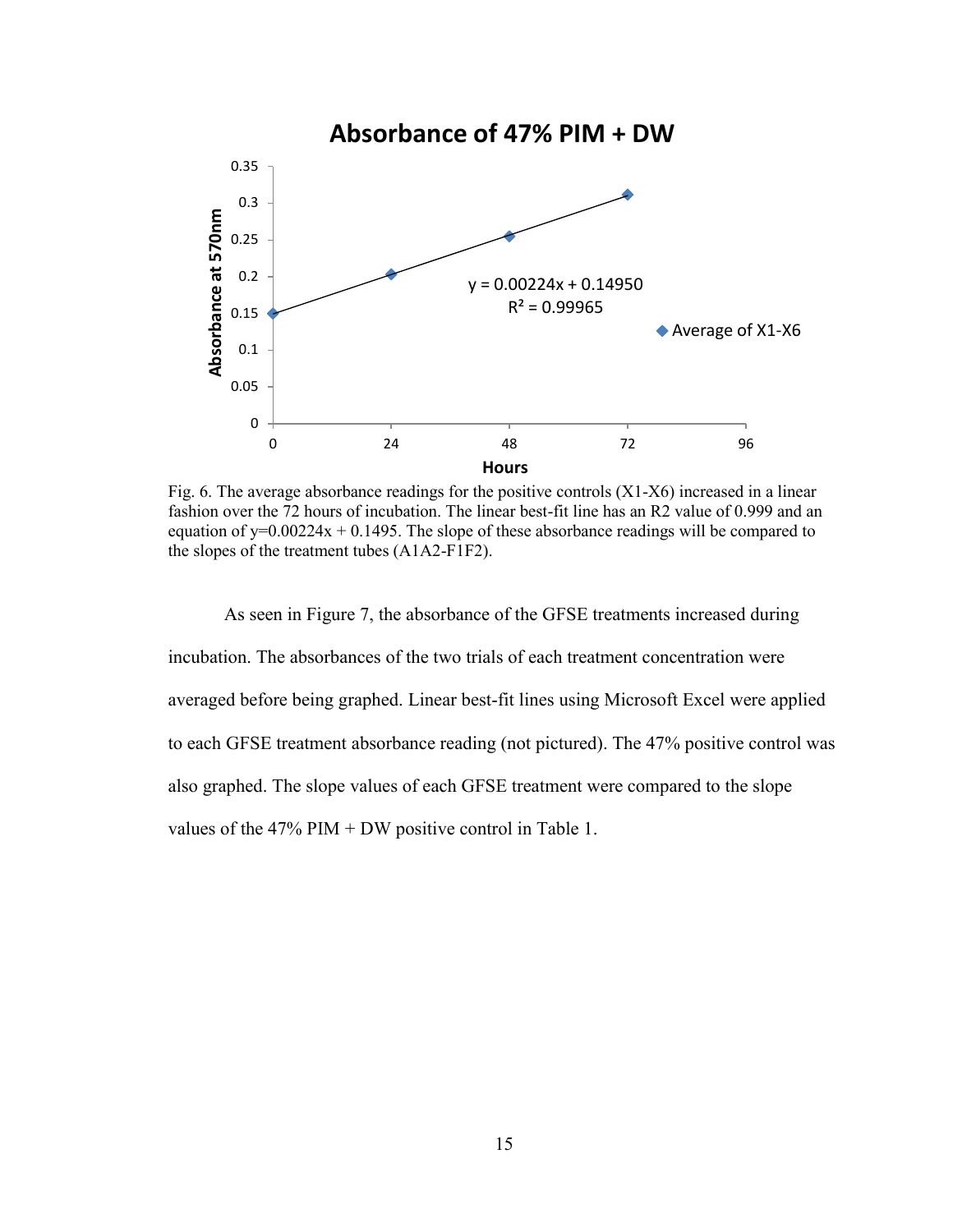Fig. 6. The average absorbance readings for the positive controls (X1-X6) increased in a linear fashion over the 72 hours of incubation. The linear best-fit line has an R2 value of 0.999 and an equation of $y=0.00224x + 0.1495$. The slope of these absorbance readings will be compared to the slopes of the treatment tubes (A1A2-F1F2).

As seen in Figure 7, the absorbance of the GFSE treatments increased during incubation. The absorbances of the two trials of each treatment concentration were averaged before being graphed. Linear best-fit lines using Microsoft Excel were applied to each GFSE treatment absorbance reading (not pictured). The 47% positive control was also graphed. The slope values of each GFSE treatment were compared to the slope values of the 47% PIM + DW positive control in Table 1.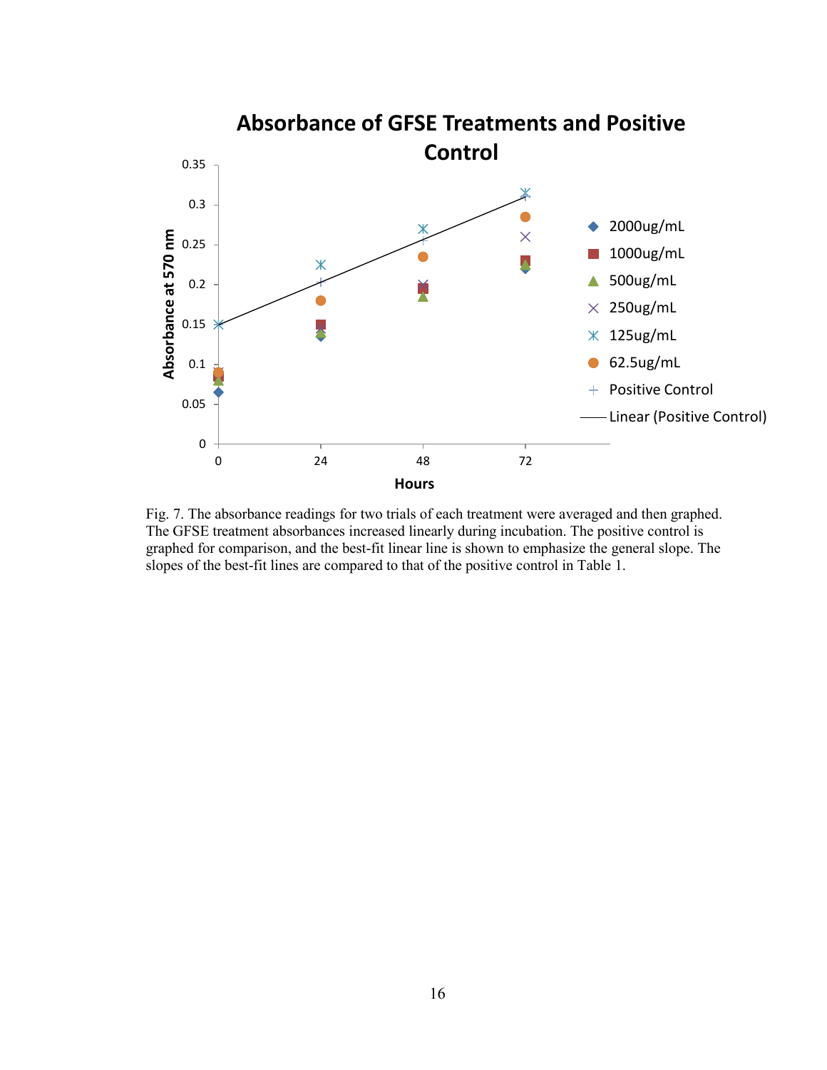Fig. 7. The absorbance readings for two trials of each treatment were averaged and then graphed. The GFSE treatment absorbances increased linearly during incubation. The positive control is graphed for comparison, and the best-fit linear line is shown to emphasize the general slope. The slopes of the best-fit lines are compared to that of the positive control in Table 1.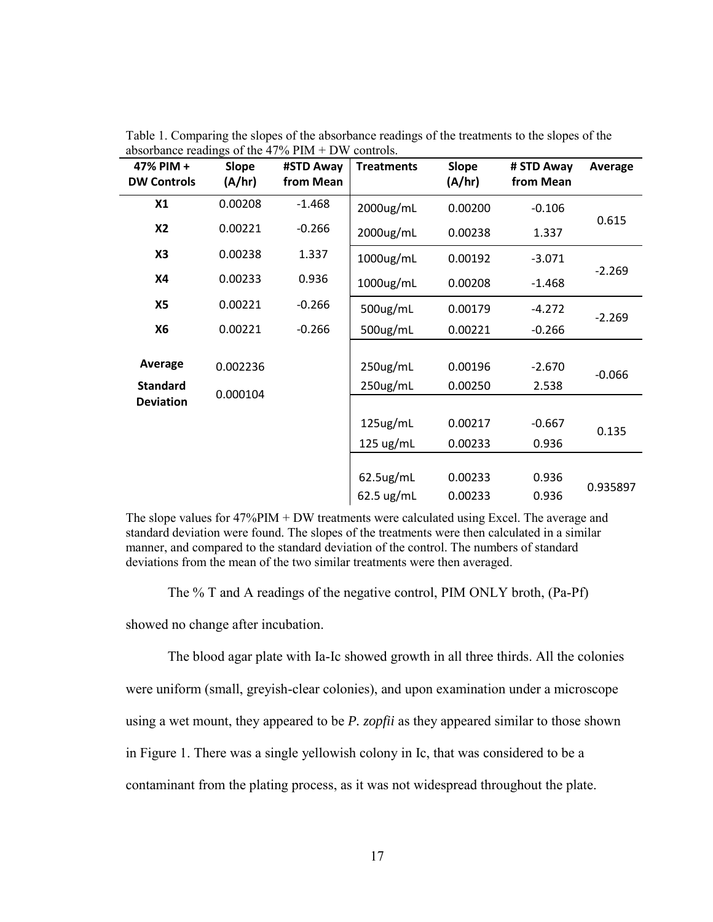Table 1. Comparing the slopes of the absorbance readings of the treatments to the slopes of the absorbance readings of the 47% PIM + DW controls.

| 47% PIM + DW Controls | Slope (A/hr) | #STD Away from Mean | Treatments | Slope (A/hr) | # STD Away from Mean | Average |
|---|---|---|---|---|---|---|
| **X1** | 0.00208 | -1.468 | 2000ug/mL | 0.00200 | -0.106 | 0.615 |
| **X2** | 0.00221 | -0.266 | 2000ug/mL | 0.00238 | 1.337 | |
| **X3** | 0.00238 | 1.337 | 1000ug/mL | 0.00192 | -3.071 | -2.269 |
| **X4** | 0.00233 | 0.936 | 1000ug/mL | 0.00208 | -1.468 | |
| **X5** | 0.00221 | -0.266 | 500ug/mL | 0.00179 | -4.272 | -2.269 |
| **X6** | 0.00221 | -0.266 | 500ug/mL | 0.00221 | -0.266 | |
| **Average** | 0.002236 | | 250ug/mL | 0.00196 | -2.670 | -0.066 |
| **Standard Deviation** | 0.000104 | | 250ug/mL | 0.00250 | 2.538 | |
| | | | 125ug/mL | 0.00217 | -0.667 | 0.135 |
| | | | 125 ug/mL | 0.00233 | 0.936 | |
| | | | 62.5ug/mL | 0.00233 | 0.936 | 0.935897 |
| | | | 62.5 ug/mL | 0.00233 | 0.936 | |

The slope values for 47%PIM + DW treatments were calculated using Excel. The average and standard deviation were found. The slopes of the treatments were then calculated in a similar manner, and compared to the standard deviation of the control. The numbers of standard deviations from the mean of the two similar treatments were then averaged.

The % T and A readings of the negative control, PIM ONLY broth, (Pa-Pf) showed no change after incubation.

The blood agar plate with Ia-Ic showed growth in all three thirds. All the colonies were uniform (small, greyish-clear colonies), and upon examination under a microscope using a wet mount, they appeared to be *P. zopfii* as they appeared similar to those shown in Figure 1. There was a single yellowish colony in Ic, that was considered to be a contaminant from the plating process, as it was not widespread throughout the plate.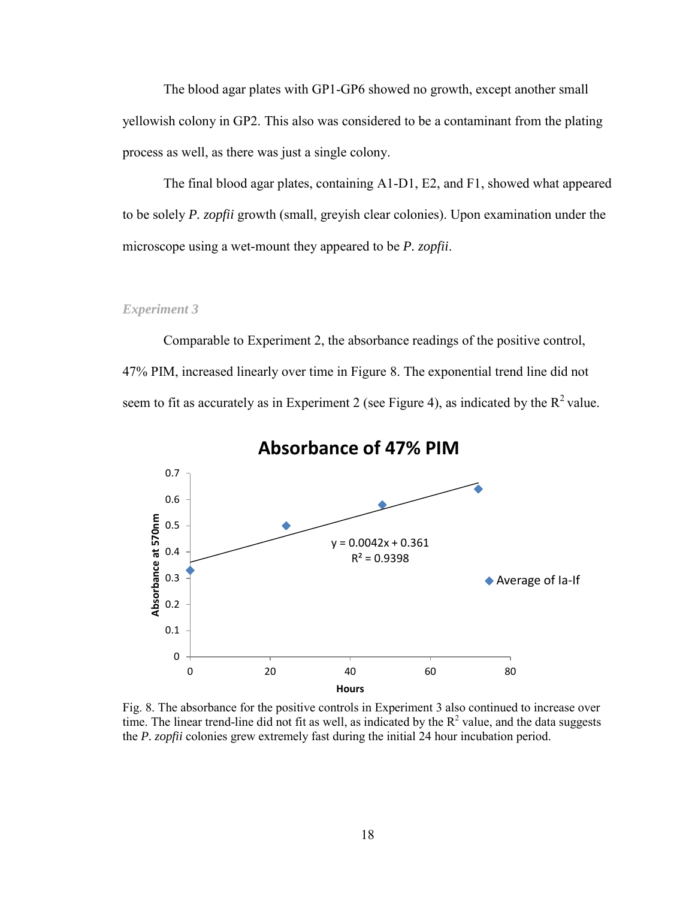The blood agar plates with GP1-GP6 showed no growth, except another small yellowish colony in GP2. This also was considered to be a contaminant from the plating process as well, as there was just a single colony.

The final blood agar plates, containing A1-D1, E2, and F1, showed what appeared to be solely *P. zopfii* growth (small, greyish clear colonies). Upon examination under the microscope using a wet-mount they appeared to be *P. zopfii*.

### *Experiment 3*

Comparable to Experiment 2, the absorbance readings of the positive control, 47% PIM, increased linearly over time in Figure 8. The exponential trend line did not seem to fit as accurately as in Experiment 2 (see Figure 4), as indicated by the $R^2$ value.

**Absorbance of 47% PIM**

$y = 0.0042x + 0.361$

$R^2 = 0.9398$

Fig. 8. The absorbance for the positive controls in Experiment 3 also continued to increase over time. The linear trend-line did not fit as well, as indicated by the $R^2$ value, and the data suggests the *P. zopfii* colonies grew extremely fast during the initial 24 hour incubation period.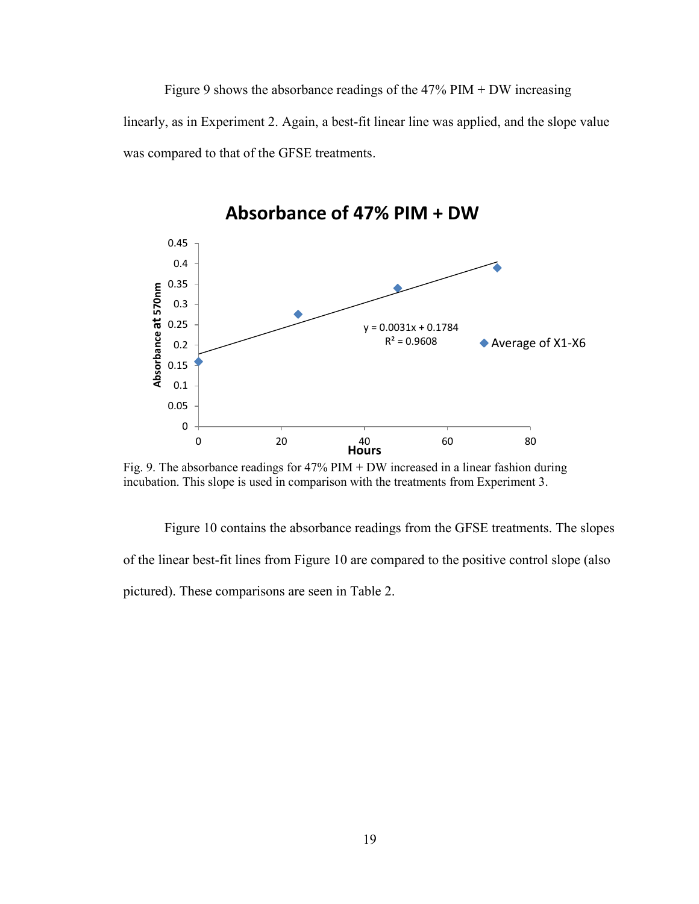Figure 9 shows the absorbance readings of the 47% PIM + DW increasing linearly, as in Experiment 2. Again, a best-fit linear line was applied, and the slope value was compared to that of the GFSE treatments.

Fig. 9. The absorbance readings for 47% PIM + DW increased in a linear fashion during incubation. This slope is used in comparison with the treatments from Experiment 3.

Figure 10 contains the absorbance readings from the GFSE treatments. The slopes of the linear best-fit lines from Figure 10 are compared to the positive control slope (also pictured). These comparisons are seen in Table 2.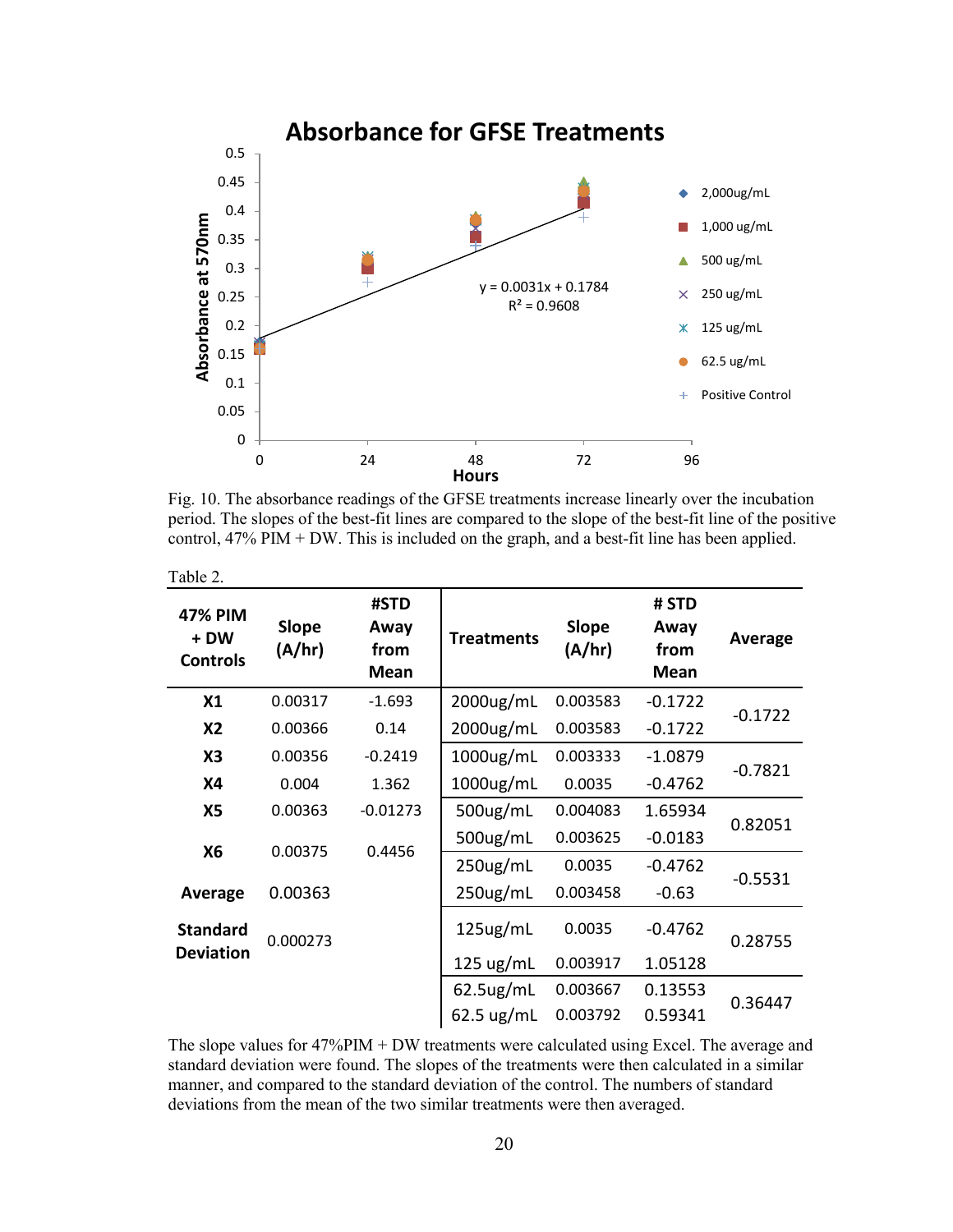Fig. 10. The absorbance readings of the GFSE treatments increase linearly over the incubation period. The slopes of the best-fit lines are compared to the slope of the best-fit line of the positive control, 47% PIM + DW. This is included on the graph, and a best-fit line has been applied.

Table 2.

| 47% PIM + DW Controls | Slope (A/hr) | #STD Away from Mean | Treatments | Slope (A/hr) | # STD Away from Mean | Average |
|---|---|---|---|---|---|---|
| X1 | 0.00317 | -1.693 | 2000ug/mL | 0.003583 | -0.1722 | -0.1722 |
| X2 | 0.00366 | 0.14 | 2000ug/mL | 0.003583 | -0.1722 | |
| X3 | 0.00356 | -0.2419 | 1000ug/mL | 0.003333 | -1.0879 | -0.7821 |
| X4 | 0.004 | 1.362 | 1000ug/mL | 0.0035 | -0.4762 | |
| X5 | 0.00363 | -0.01273 | 500ug/mL | 0.004083 | 1.65934 | 0.82051 |
| X6 | 0.00375 | 0.4456 | 500ug/mL | 0.003625 | -0.0183 | |
| | | | 250ug/mL | 0.0035 | -0.4762 | -0.5531 |
| Average | 0.00363 | | 250ug/mL | 0.003458 | -0.63 | |
| Standard Deviation | 0.000273 | | 125ug/mL | 0.0035 | -0.4762 | 0.28755 |
| | | | 125 ug/mL | 0.003917 | 1.05128 | |
| | | | 62.5ug/mL | 0.003667 | 0.13553 | 0.36447 |
| | | | 62.5 ug/mL | 0.003792 | 0.59341 | |

The slope values for 47%PIM + DW treatments were calculated using Excel. The average and standard deviation were found. The slopes of the treatments were then calculated in a similar manner, and compared to the standard deviation of the control. The numbers of standard deviations from the mean of the two similar treatments were then averaged.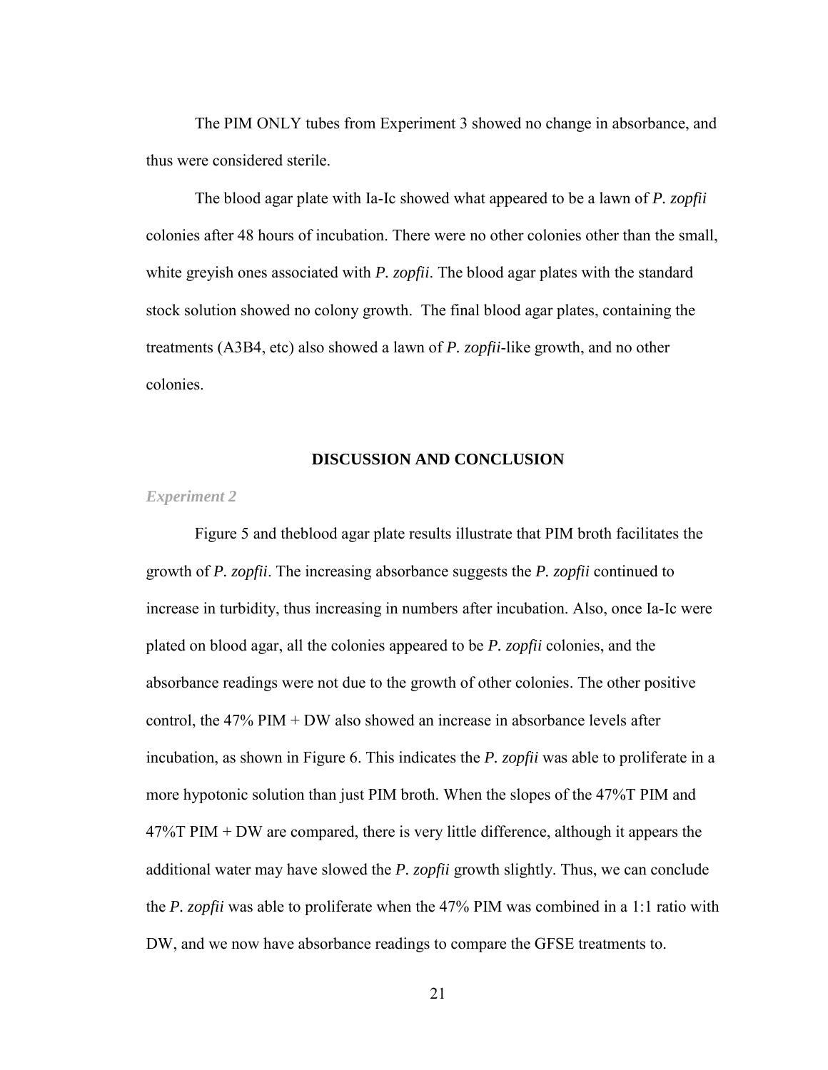The PIM ONLY tubes from Experiment 3 showed no change in absorbance, and thus were considered sterile.

The blood agar plate with Ia-Ic showed what appeared to be a lawn of *P. zopfii* colonies after 48 hours of incubation. There were no other colonies other than the small, white greyish ones associated with *P. zopfii*. The blood agar plates with the standard stock solution showed no colony growth. The final blood agar plates, containing the treatments (A3B4, etc) also showed a lawn of *P. zopfii*-like growth, and no other colonies.

## DISCUSSION AND CONCLUSION

### *Experiment 2*

Figure 5 and theblood agar plate results illustrate that PIM broth facilitates the growth of *P. zopfii*. The increasing absorbance suggests the *P. zopfii* continued to increase in turbidity, thus increasing in numbers after incubation. Also, once Ia-Ic were plated on blood agar, all the colonies appeared to be *P. zopfii* colonies, and the absorbance readings were not due to the growth of other colonies. The other positive control, the 47% PIM + DW also showed an increase in absorbance levels after incubation, as shown in Figure 6. This indicates the *P. zopfii* was able to proliferate in a more hypotonic solution than just PIM broth. When the slopes of the 47%T PIM and 47%T PIM + DW are compared, there is very little difference, although it appears the additional water may have slowed the *P. zopfii* growth slightly. Thus, we can conclude the *P. zopfii* was able to proliferate when the 47% PIM was combined in a 1:1 ratio with DW, and we now have absorbance readings to compare the GFSE treatments to.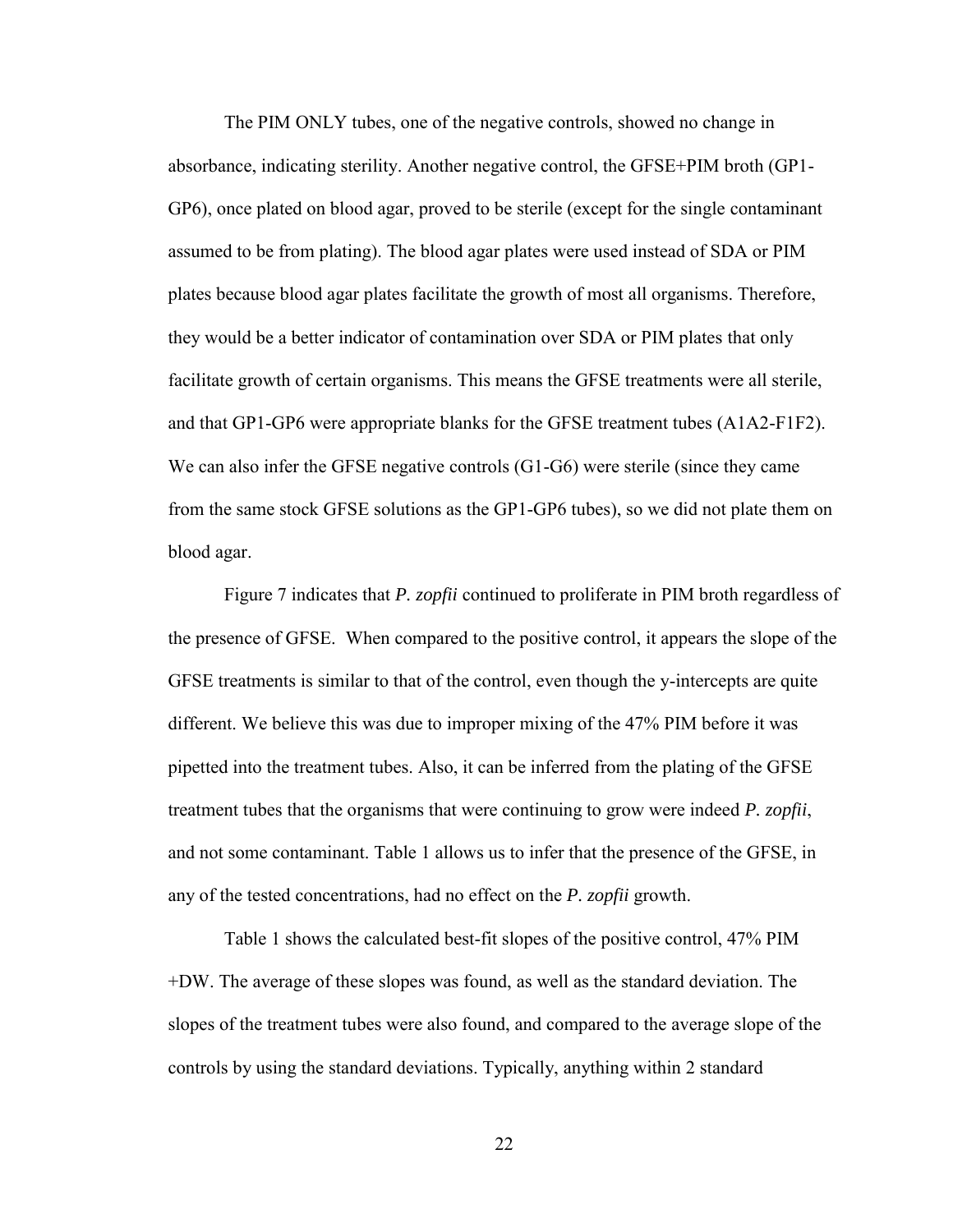The PIM ONLY tubes, one of the negative controls, showed no change in absorbance, indicating sterility. Another negative control, the GFSE+PIM broth (GP1-GP6), once plated on blood agar, proved to be sterile (except for the single contaminant assumed to be from plating). The blood agar plates were used instead of SDA or PIM plates because blood agar plates facilitate the growth of most all organisms. Therefore, they would be a better indicator of contamination over SDA or PIM plates that only facilitate growth of certain organisms. This means the GFSE treatments were all sterile, and that GP1-GP6 were appropriate blanks for the GFSE treatment tubes (A1A2-F1F2). We can also infer the GFSE negative controls (G1-G6) were sterile (since they came from the same stock GFSE solutions as the GP1-GP6 tubes), so we did not plate them on blood agar.

Figure 7 indicates that *P. zopfii* continued to proliferate in PIM broth regardless of the presence of GFSE. When compared to the positive control, it appears the slope of the GFSE treatments is similar to that of the control, even though the y-intercepts are quite different. We believe this was due to improper mixing of the 47% PIM before it was pipetted into the treatment tubes. Also, it can be inferred from the plating of the GFSE treatment tubes that the organisms that were continuing to grow were indeed *P. zopfii*, and not some contaminant. Table 1 allows us to infer that the presence of the GFSE, in any of the tested concentrations, had no effect on the *P. zopfii* growth.

Table 1 shows the calculated best-fit slopes of the positive control, 47% PIM +DW. The average of these slopes was found, as well as the standard deviation. The slopes of the treatment tubes were also found, and compared to the average slope of the controls by using the standard deviations. Typically, anything within 2 standard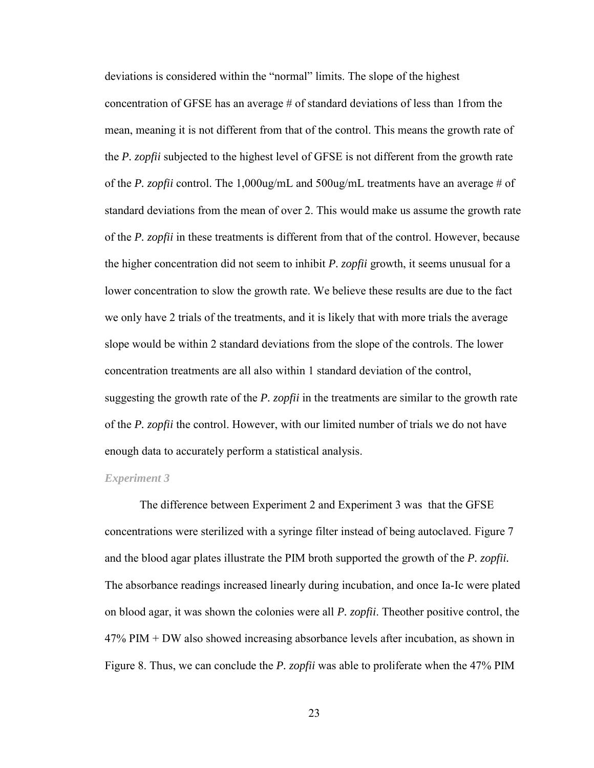deviations is considered within the "normal" limits. The slope of the highest concentration of GFSE has an average # of standard deviations of less than 1from the mean, meaning it is not different from that of the control. This means the growth rate of the *P. zopfii* subjected to the highest level of GFSE is not different from the growth rate of the *P. zopfii* control. The 1,000ug/mL and 500ug/mL treatments have an average # of standard deviations from the mean of over 2. This would make us assume the growth rate of the *P. zopfii* in these treatments is different from that of the control. However, because the higher concentration did not seem to inhibit *P. zopfii* growth, it seems unusual for a lower concentration to slow the growth rate. We believe these results are due to the fact we only have 2 trials of the treatments, and it is likely that with more trials the average slope would be within 2 standard deviations from the slope of the controls. The lower concentration treatments are all also within 1 standard deviation of the control, suggesting the growth rate of the *P. zopfii* in the treatments are similar to the growth rate of the *P. zopfii* the control. However, with our limited number of trials we do not have enough data to accurately perform a statistical analysis.

### *Experiment 3*

The difference between Experiment 2 and Experiment 3 was that the GFSE concentrations were sterilized with a syringe filter instead of being autoclaved. Figure 7 and the blood agar plates illustrate the PIM broth supported the growth of the *P. zopfii*. The absorbance readings increased linearly during incubation, and once Ia-Ic were plated on blood agar, it was shown the colonies were all *P. zopfii*. Theother positive control, the 47% PIM + DW also showed increasing absorbance levels after incubation, as shown in Figure 8. Thus, we can conclude the *P. zopfii* was able to proliferate when the 47% PIM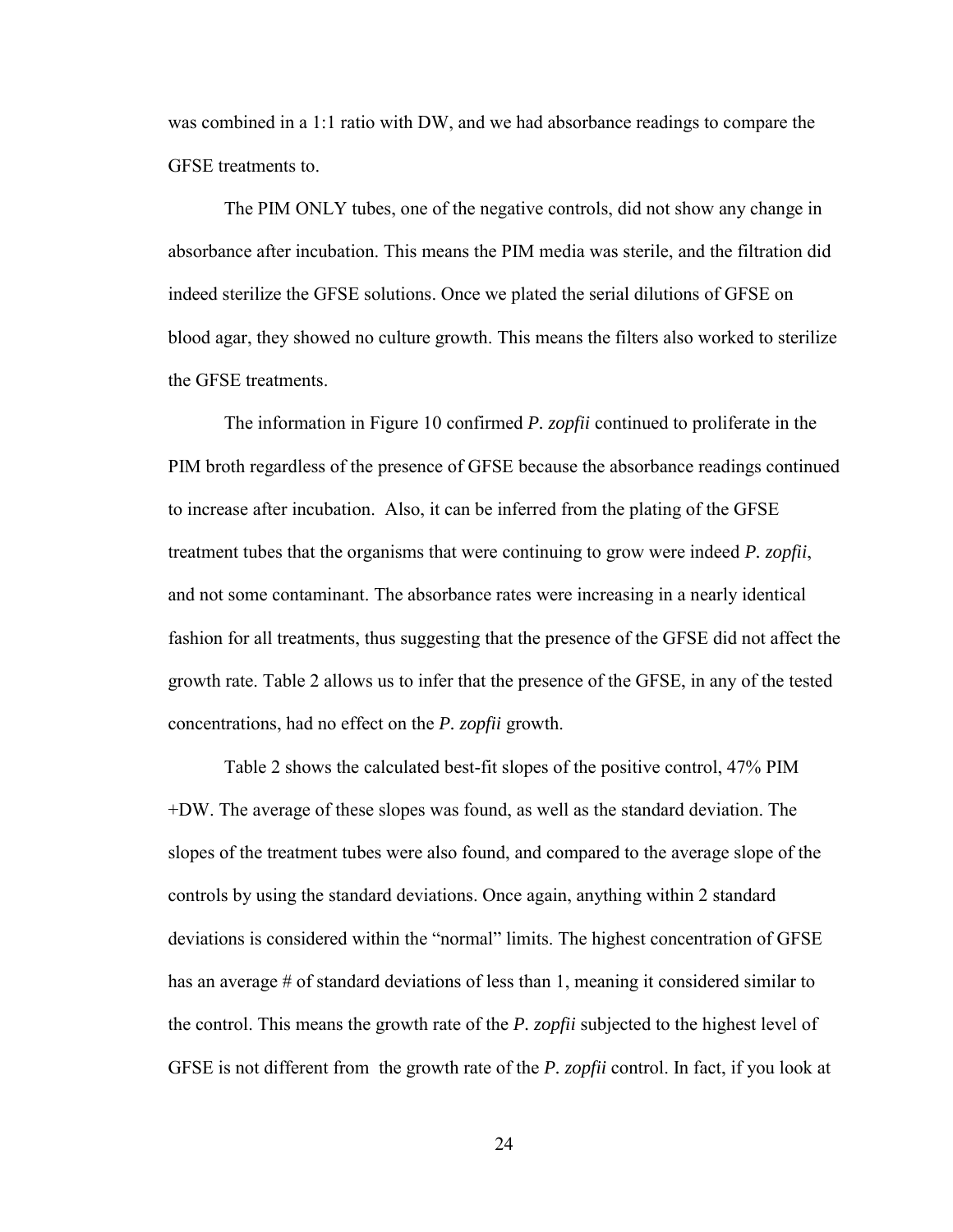was combined in a 1:1 ratio with DW, and we had absorbance readings to compare the GFSE treatments to.

The PIM ONLY tubes, one of the negative controls, did not show any change in absorbance after incubation. This means the PIM media was sterile, and the filtration did indeed sterilize the GFSE solutions. Once we plated the serial dilutions of GFSE on blood agar, they showed no culture growth. This means the filters also worked to sterilize the GFSE treatments.

The information in Figure 10 confirmed *P. zopfii* continued to proliferate in the PIM broth regardless of the presence of GFSE because the absorbance readings continued to increase after incubation. Also, it can be inferred from the plating of the GFSE treatment tubes that the organisms that were continuing to grow were indeed *P. zopfii*, and not some contaminant. The absorbance rates were increasing in a nearly identical fashion for all treatments, thus suggesting that the presence of the GFSE did not affect the growth rate. Table 2 allows us to infer that the presence of the GFSE, in any of the tested concentrations, had no effect on the *P. zopfii* growth.

Table 2 shows the calculated best-fit slopes of the positive control, 47% PIM +DW. The average of these slopes was found, as well as the standard deviation. The slopes of the treatment tubes were also found, and compared to the average slope of the controls by using the standard deviations. Once again, anything within 2 standard deviations is considered within the "normal" limits. The highest concentration of GFSE has an average # of standard deviations of less than 1, meaning it considered similar to the control. This means the growth rate of the *P. zopfii* subjected to the highest level of GFSE is not different from the growth rate of the *P. zopfii* control. In fact, if you look at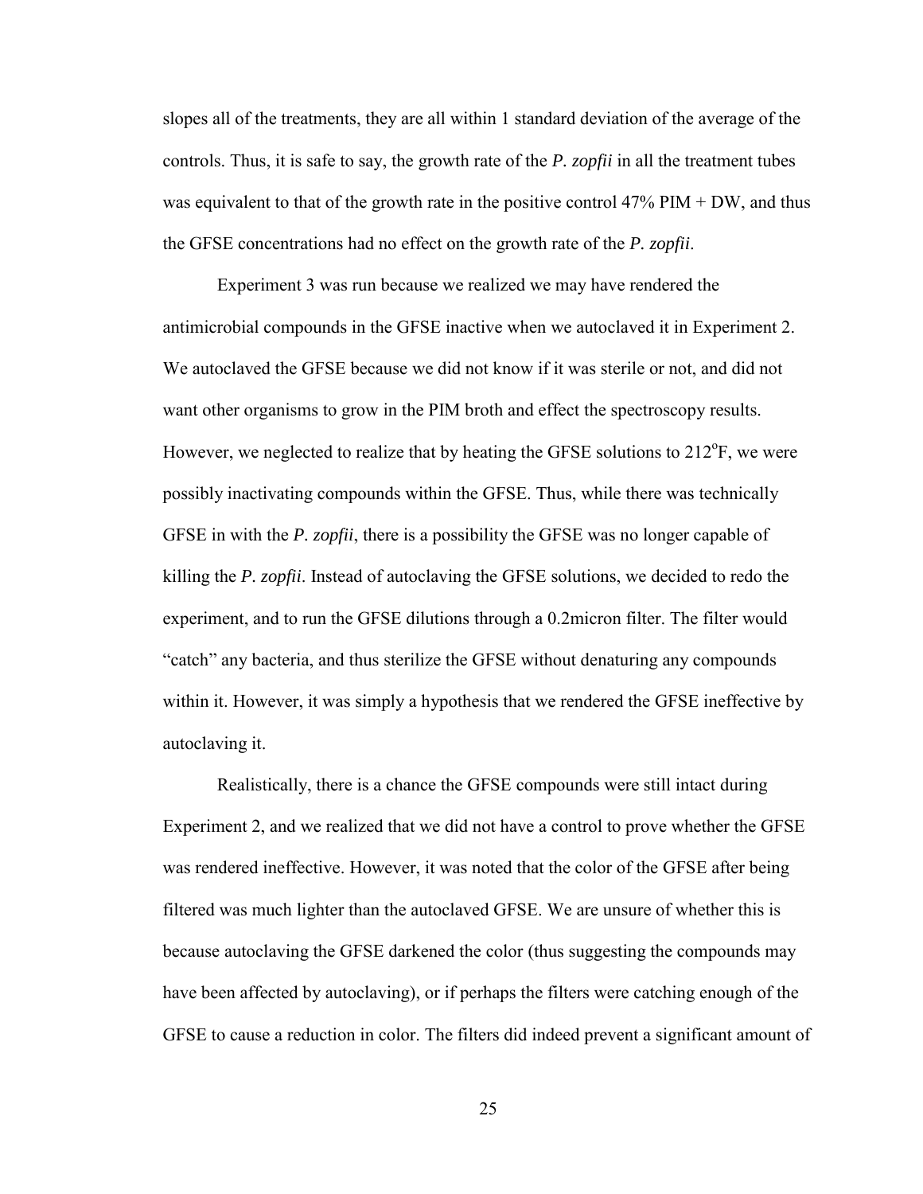slopes all of the treatments, they are all within 1 standard deviation of the average of the controls. Thus, it is safe to say, the growth rate of the *P. zopfii* in all the treatment tubes was equivalent to that of the growth rate in the positive control 47% PIM + DW, and thus the GFSE concentrations had no effect on the growth rate of the *P. zopfii*.

Experiment 3 was run because we realized we may have rendered the antimicrobial compounds in the GFSE inactive when we autoclaved it in Experiment 2. We autoclaved the GFSE because we did not know if it was sterile or not, and did not want other organisms to grow in the PIM broth and effect the spectroscopy results. However, we neglected to realize that by heating the GFSE solutions to 212$^{o}$F, we were possibly inactivating compounds within the GFSE. Thus, while there was technically GFSE in with the *P. zopfii*, there is a possibility the GFSE was no longer capable of killing the *P. zopfii*. Instead of autoclaving the GFSE solutions, we decided to redo the experiment, and to run the GFSE dilutions through a 0.2micron filter. The filter would "catch" any bacteria, and thus sterilize the GFSE without denaturing any compounds within it. However, it was simply a hypothesis that we rendered the GFSE ineffective by autoclaving it.

Realistically, there is a chance the GFSE compounds were still intact during Experiment 2, and we realized that we did not have a control to prove whether the GFSE was rendered ineffective. However, it was noted that the color of the GFSE after being filtered was much lighter than the autoclaved GFSE. We are unsure of whether this is because autoclaving the GFSE darkened the color (thus suggesting the compounds may have been affected by autoclaving), or if perhaps the filters were catching enough of the GFSE to cause a reduction in color. The filters did indeed prevent a significant amount of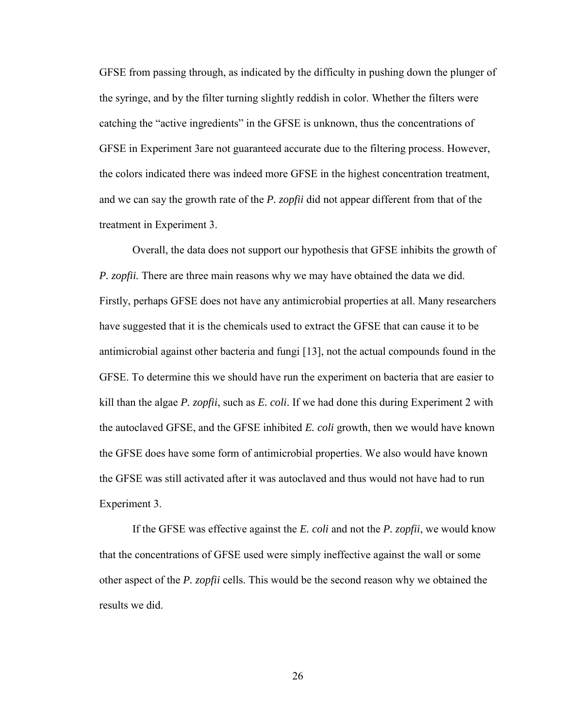GFSE from passing through, as indicated by the difficulty in pushing down the plunger of the syringe, and by the filter turning slightly reddish in color. Whether the filters were catching the “active ingredients” in the GFSE is unknown, thus the concentrations of GFSE in Experiment 3are not guaranteed accurate due to the filtering process. However, the colors indicated there was indeed more GFSE in the highest concentration treatment, and we can say the growth rate of the *P. zopfii* did not appear different from that of the treatment in Experiment 3.

Overall, the data does not support our hypothesis that GFSE inhibits the growth of *P. zopfii.* There are three main reasons why we may have obtained the data we did. Firstly, perhaps GFSE does not have any antimicrobial properties at all. Many researchers have suggested that it is the chemicals used to extract the GFSE that can cause it to be antimicrobial against other bacteria and fungi [13], not the actual compounds found in the GFSE. To determine this we should have run the experiment on bacteria that are easier to kill than the algae *P. zopfii*, such as *E. coli*. If we had done this during Experiment 2 with the autoclaved GFSE, and the GFSE inhibited *E. coli* growth, then we would have known the GFSE does have some form of antimicrobial properties. We also would have known the GFSE was still activated after it was autoclaved and thus would not have had to run Experiment 3.

If the GFSE was effective against the *E. coli* and not the *P. zopfii*, we would know that the concentrations of GFSE used were simply ineffective against the wall or some other aspect of the *P. zopfii* cells. This would be the second reason why we obtained the results we did.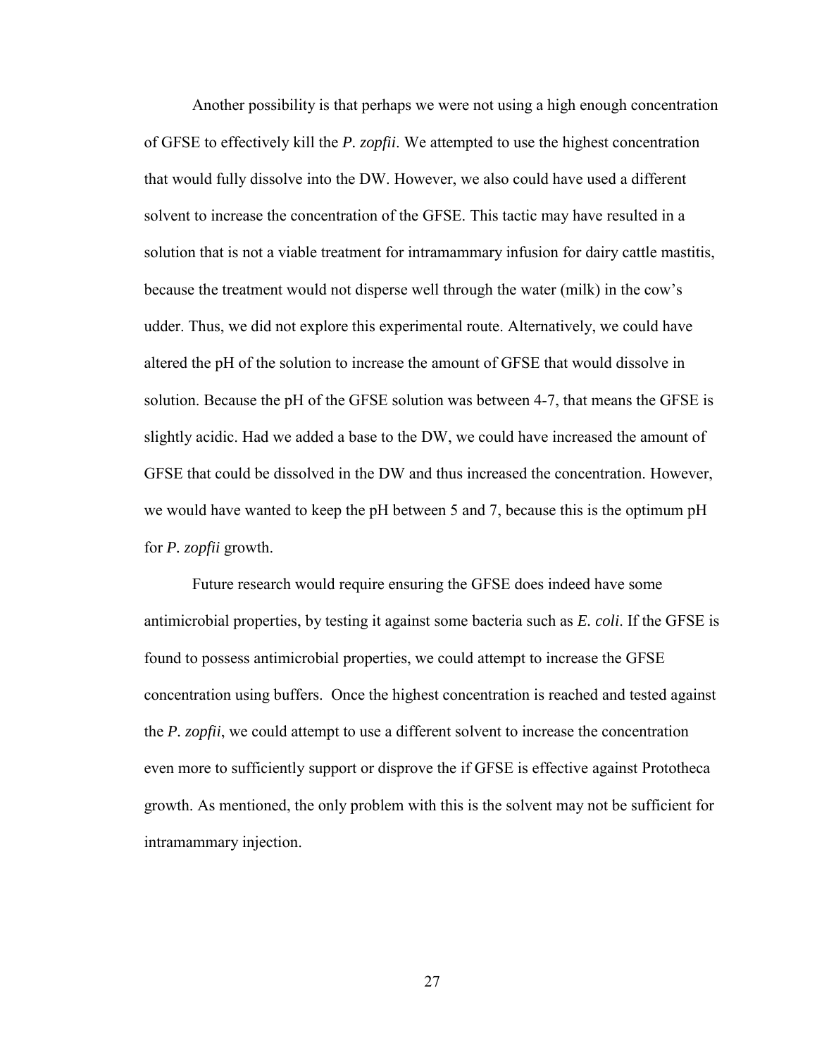Another possibility is that perhaps we were not using a high enough concentration of GFSE to effectively kill the *P. zopfii*. We attempted to use the highest concentration that would fully dissolve into the DW. However, we also could have used a different solvent to increase the concentration of the GFSE. This tactic may have resulted in a solution that is not a viable treatment for intramammary infusion for dairy cattle mastitis, because the treatment would not disperse well through the water (milk) in the cow's udder. Thus, we did not explore this experimental route. Alternatively, we could have altered the pH of the solution to increase the amount of GFSE that would dissolve in solution. Because the pH of the GFSE solution was between 4-7, that means the GFSE is slightly acidic. Had we added a base to the DW, we could have increased the amount of GFSE that could be dissolved in the DW and thus increased the concentration. However, we would have wanted to keep the pH between 5 and 7, because this is the optimum pH for *P. zopfii* growth.

Future research would require ensuring the GFSE does indeed have some antimicrobial properties, by testing it against some bacteria such as *E. coli*. If the GFSE is found to possess antimicrobial properties, we could attempt to increase the GFSE concentration using buffers. Once the highest concentration is reached and tested against the *P. zopfii*, we could attempt to use a different solvent to increase the concentration even more to sufficiently support or disprove the if GFSE is effective against Prototheca growth. As mentioned, the only problem with this is the solvent may not be sufficient for intramammary injection.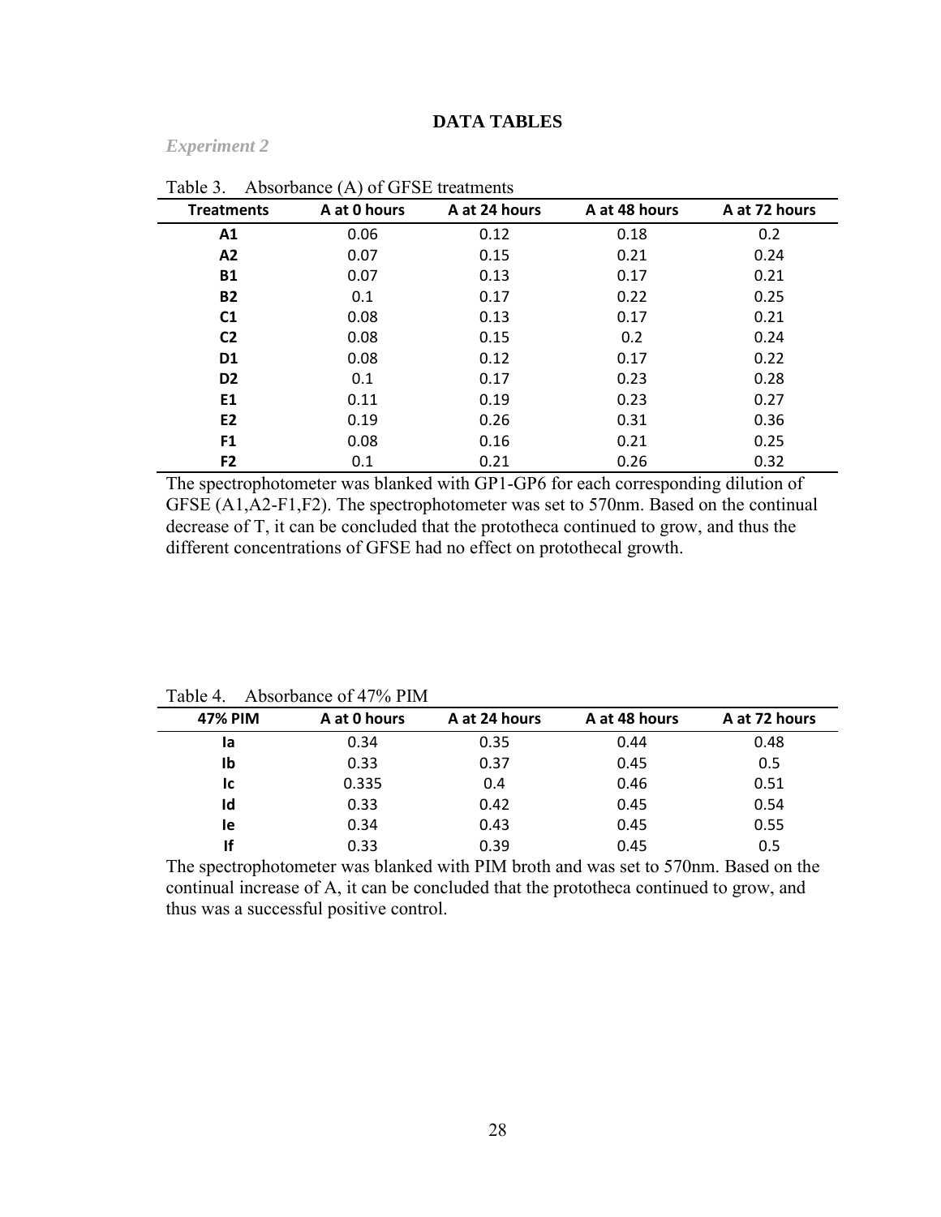## DATA TABLES

*Experiment 2*

Table 3. Absorbance (A) of GFSE treatments

| Treatments | A at 0 hours | A at 24 hours | A at 48 hours | A at 72 hours |
|---|---|---|---|---|
| **A1** | 0.06 | 0.12 | 0.18 | 0.2 |
| **A2** | 0.07 | 0.15 | 0.21 | 0.24 |
| **B1** | 0.07 | 0.13 | 0.17 | 0.21 |
| **B2** | 0.1 | 0.17 | 0.22 | 0.25 |
| **C1** | 0.08 | 0.13 | 0.17 | 0.21 |
| **C2** | 0.08 | 0.15 | 0.2 | 0.24 |
| **D1** | 0.08 | 0.12 | 0.17 | 0.22 |
| **D2** | 0.1 | 0.17 | 0.23 | 0.28 |
| **E1** | 0.11 | 0.19 | 0.23 | 0.27 |
| **E2** | 0.19 | 0.26 | 0.31 | 0.36 |
| **F1** | 0.08 | 0.16 | 0.21 | 0.25 |
| **F2** | 0.1 | 0.21 | 0.26 | 0.32 |

The spectrophotometer was blanked with GP1-GP6 for each corresponding dilution of GFSE (A1,A2-F1,F2). The spectrophotometer was set to 570nm. Based on the continual decrease of T, it can be concluded that the prototheca continued to grow, and thus the different concentrations of GFSE had no effect on protothecal growth.

Table 4. Absorbance of 47% PIM

| 47% PIM | A at 0 hours | A at 24 hours | A at 48 hours | A at 72 hours |
|---|---|---|---|---|
| **Ia** | 0.34 | 0.35 | 0.44 | 0.48 |
| **Ib** | 0.33 | 0.37 | 0.45 | 0.5 |
| **Ic** | 0.335 | 0.4 | 0.46 | 0.51 |
| **Id** | 0.33 | 0.42 | 0.45 | 0.54 |
| **Ie** | 0.34 | 0.43 | 0.45 | 0.55 |
| **If** | 0.33 | 0.39 | 0.45 | 0.5 |

The spectrophotometer was blanked with PIM broth and was set to 570nm. Based on the continual increase of A, it can be concluded that the prototheca continued to grow, and thus was a successful positive control.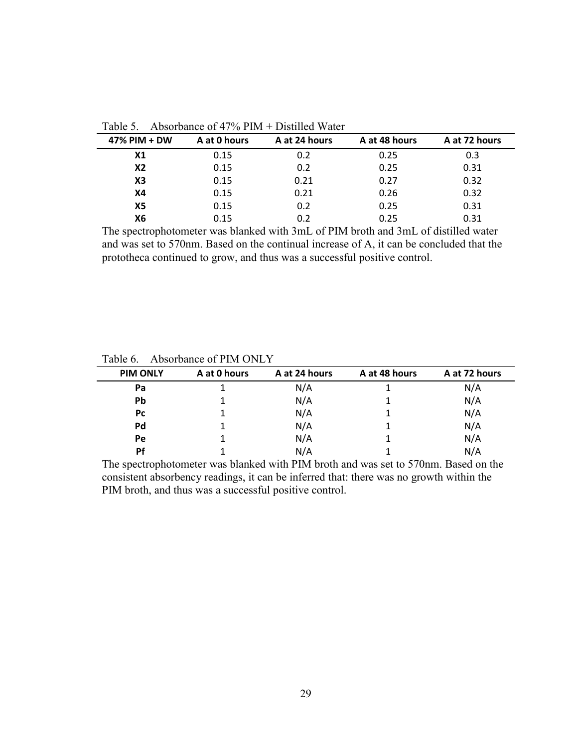Table 5. Absorbance of 47% PIM + Distilled Water

| 47% PIM + DW | A at 0 hours | A at 24 hours | A at 48 hours | A at 72 hours |
|---|---|---|---|---|
| X1 | 0.15 | 0.2 | 0.25 | 0.3 |
| X2 | 0.15 | 0.2 | 0.25 | 0.31 |
| X3 | 0.15 | 0.21 | 0.27 | 0.32 |
| X4 | 0.15 | 0.21 | 0.26 | 0.32 |
| X5 | 0.15 | 0.2 | 0.25 | 0.31 |
| X6 | 0.15 | 0.2 | 0.25 | 0.31 |

The spectrophotometer was blanked with 3mL of PIM broth and 3mL of distilled water and was set to 570nm. Based on the continual increase of A, it can be concluded that the prototheca continued to grow, and thus was a successful positive control.

Table 6. Absorbance of PIM ONLY

| PIM ONLY | A at 0 hours | A at 24 hours | A at 48 hours | A at 72 hours |
|---|---|---|---|---|
| Pa | 1 | N/A | 1 | N/A |
| Pb | 1 | N/A | 1 | N/A |
| Pc | 1 | N/A | 1 | N/A |
| Pd | 1 | N/A | 1 | N/A |
| Pe | 1 | N/A | 1 | N/A |
| Pf | 1 | N/A | 1 | N/A |

The spectrophotometer was blanked with PIM broth and was set to 570nm. Based on the consistent absorbency readings, it can be inferred that: there was no growth within the PIM broth, and thus was a successful positive control.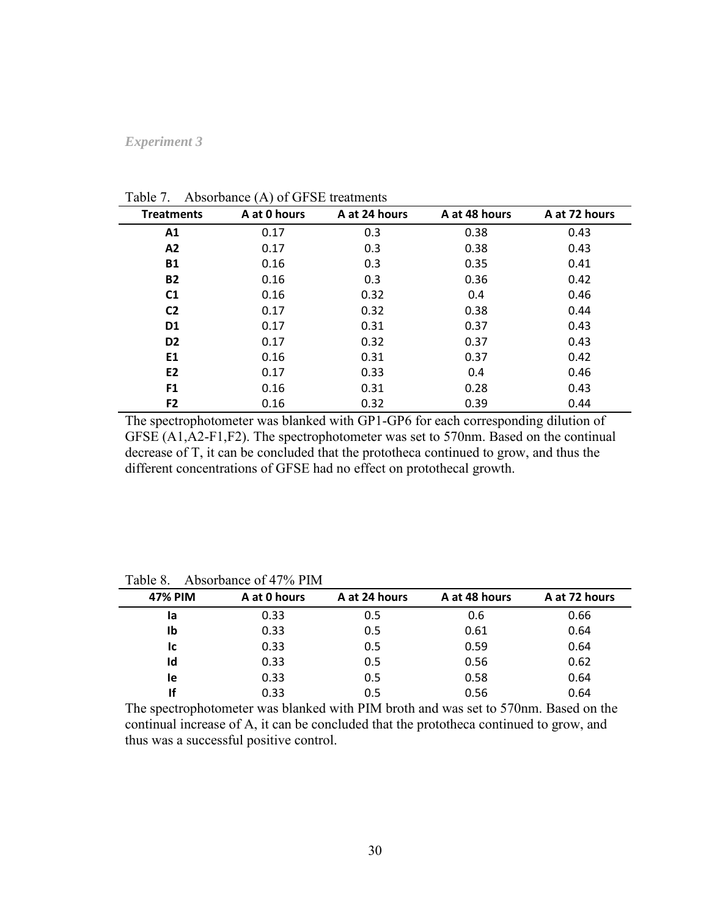*Experiment 3*

Table 7. Absorbance (A) of GFSE treatments

| Treatments | A at 0 hours | A at 24 hours | A at 48 hours | A at 72 hours |
|---|---|---|---|---|
| A1 | 0.17 | 0.3 | 0.38 | 0.43 |
| A2 | 0.17 | 0.3 | 0.38 | 0.43 |
| B1 | 0.16 | 0.3 | 0.35 | 0.41 |
| B2 | 0.16 | 0.3 | 0.36 | 0.42 |
| C1 | 0.16 | 0.32 | 0.4 | 0.46 |
| C2 | 0.17 | 0.32 | 0.38 | 0.44 |
| D1 | 0.17 | 0.31 | 0.37 | 0.43 |
| D2 | 0.17 | 0.32 | 0.37 | 0.43 |
| E1 | 0.16 | 0.31 | 0.37 | 0.42 |
| E2 | 0.17 | 0.33 | 0.4 | 0.46 |
| F1 | 0.16 | 0.31 | 0.28 | 0.43 |
| F2 | 0.16 | 0.32 | 0.39 | 0.44 |

The spectrophotometer was blanked with GP1-GP6 for each corresponding dilution of GFSE (A1,A2-F1,F2). The spectrophotometer was set to 570nm. Based on the continual decrease of T, it can be concluded that the prototheca continued to grow, and thus the different concentrations of GFSE had no effect on protothecal growth.

Table 8. Absorbance of 47% PIM

| 47% PIM | A at 0 hours | A at 24 hours | A at 48 hours | A at 72 hours |
|---|---|---|---|---|
| Ia | 0.33 | 0.5 | 0.6 | 0.66 |
| Ib | 0.33 | 0.5 | 0.61 | 0.64 |
| Ic | 0.33 | 0.5 | 0.59 | 0.64 |
| Id | 0.33 | 0.5 | 0.56 | 0.62 |
| Ie | 0.33 | 0.5 | 0.58 | 0.64 |
| If | 0.33 | 0.5 | 0.56 | 0.64 |

The spectrophotometer was blanked with PIM broth and was set to 570nm. Based on the continual increase of A, it can be concluded that the prototheca continued to grow, and thus was a successful positive control.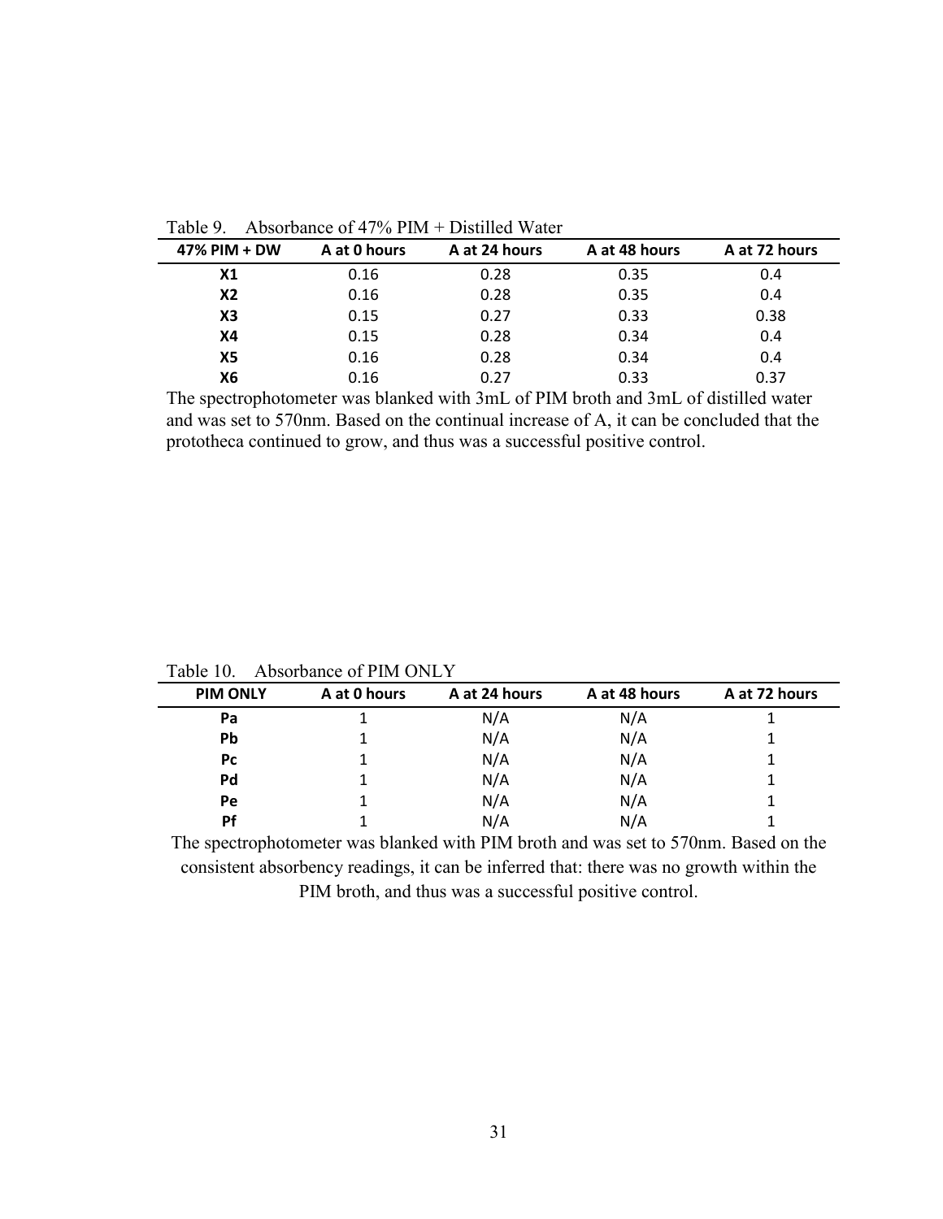Table 9. Absorbance of 47% PIM + Distilled Water

| 47% PIM + DW | A at 0 hours | A at 24 hours | A at 48 hours | A at 72 hours |
|---|---|---|---|---|
| **X1** | 0.16 | 0.28 | 0.35 | 0.4 |
| **X2** | 0.16 | 0.28 | 0.35 | 0.4 |
| **X3** | 0.15 | 0.27 | 0.33 | 0.38 |
| **X4** | 0.15 | 0.28 | 0.34 | 0.4 |
| **X5** | 0.16 | 0.28 | 0.34 | 0.4 |
| **X6** | 0.16 | 0.27 | 0.33 | 0.37 |

The spectrophotometer was blanked with 3mL of PIM broth and 3mL of distilled water and was set to 570nm. Based on the continual increase of A, it can be concluded that the prototheca continued to grow, and thus was a successful positive control.

Table 10. Absorbance of PIM ONLY

| PIM ONLY | A at 0 hours | A at 24 hours | A at 48 hours | A at 72 hours |
|---|---|---|---|---|
| **Pa** | 1 | N/A | N/A | 1 |
| **Pb** | 1 | N/A | N/A | 1 |
| **Pc** | 1 | N/A | N/A | 1 |
| **Pd** | 1 | N/A | N/A | 1 |
| **Pe** | 1 | N/A | N/A | 1 |
| **Pf** | 1 | N/A | N/A | 1 |

The spectrophotometer was blanked with PIM broth and was set to 570nm. Based on the consistent absorbency readings, it can be inferred that: there was no growth within the PIM broth, and thus was a successful positive control.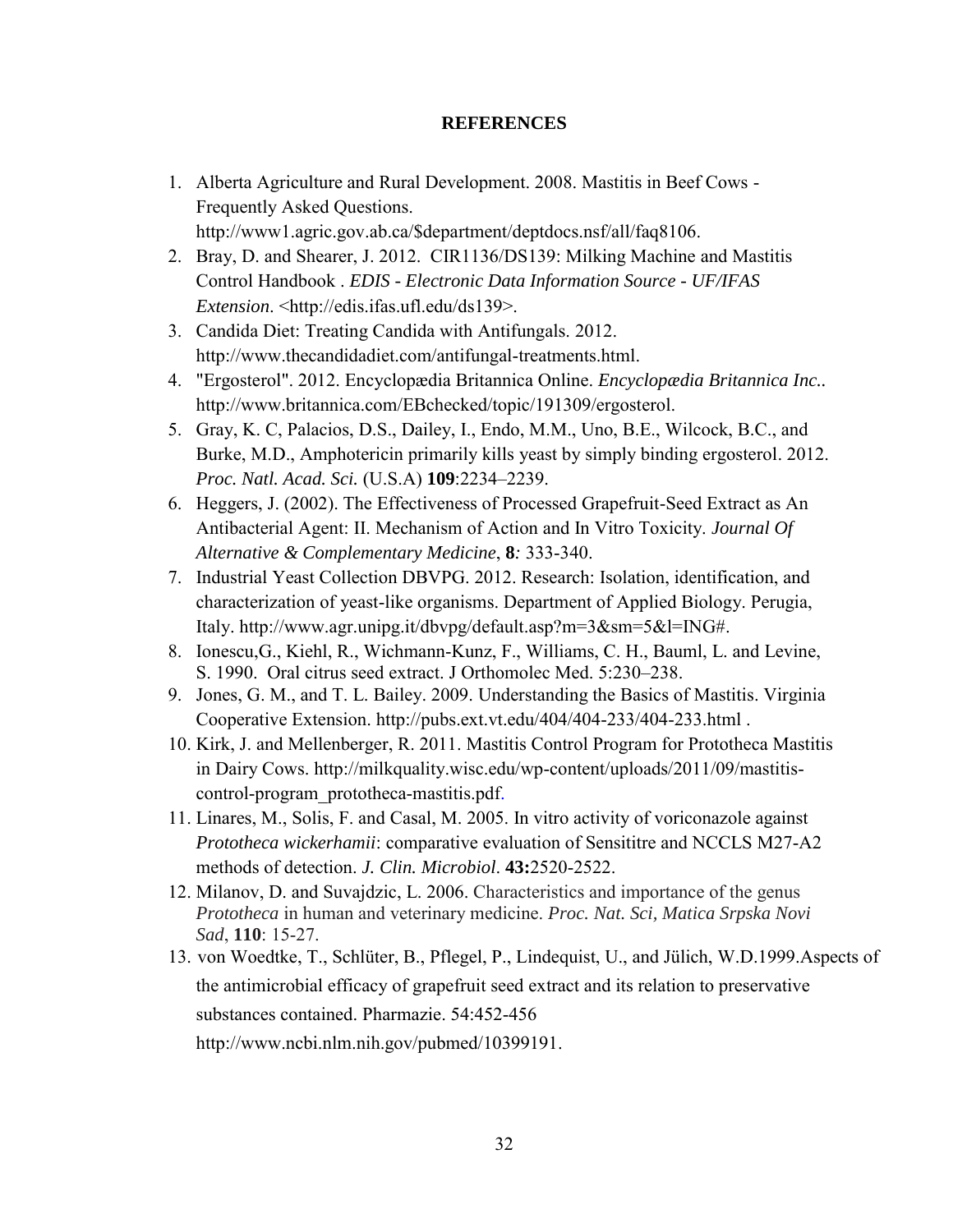## REFERENCES

1. Alberta Agriculture and Rural Development. 2008. Mastitis in Beef Cows - Frequently Asked Questions. http://www1.agric.gov.ab.ca/$department/deptdocs.nsf/all/faq8106.
2. Bray, D. and Shearer, J. 2012. CIR1136/DS139: Milking Machine and Mastitis Control Handbook . *EDIS - Electronic Data Information Source - UF/IFAS Extension*. <http://edis.ifas.ufl.edu/ds139>.
3. Candida Diet: Treating Candida with Antifungals. 2012. http://www.thecandidadiet.com/antifungal-treatments.html.
4. "Ergosterol". 2012. Encyclopædia Britannica Online. *Encyclopædia Britannica Inc.*. http://www.britannica.com/EBchecked/topic/191309/ergosterol.
5. Gray, K. C, Palacios, D.S., Dailey, I., Endo, M.M., Uno, B.E., Wilcock, B.C., and Burke, M.D., Amphotericin primarily kills yeast by simply binding ergosterol. 2012. *Proc. Natl. Acad. Sci.* (U.S.A) **109**:2234–2239.
6. Heggers, J. (2002). The Effectiveness of Processed Grapefruit-Seed Extract as An Antibacterial Agent: II. Mechanism of Action and In Vitro Toxicity. *Journal Of Alternative & Complementary Medicine*, **8***:* 333-340.
7. Industrial Yeast Collection DBVPG. 2012. Research: Isolation, identification, and characterization of yeast-like organisms. Department of Applied Biology. Perugia, Italy. http://www.agr.unipg.it/dbvpg/default.asp?m=3&sm=5&l=ING#.
8. Ionescu,G., Kiehl, R., Wichmann-Kunz, F., Williams, C. H., Bauml, L. and Levine, S. 1990. Oral citrus seed extract. J Orthomolec Med. 5:230–238.
9. Jones, G. M., and T. L. Bailey. 2009. Understanding the Basics of Mastitis. Virginia Cooperative Extension. http://pubs.ext.vt.edu/404/404-233/404-233.html .
10. Kirk, J. and Mellenberger, R. 2011. Mastitis Control Program for Prototheca Mastitis in Dairy Cows. http://milkquality.wisc.edu/wp-content/uploads/2011/09/mastitis-control-program_prototheca-mastitis.pdf.
11. Linares, M., Solis, F. and Casal, M. 2005. In vitro activity of voriconazole against *Prototheca wickerhamii*: comparative evaluation of Sensititre and NCCLS M27-A2 methods of detection. *J. Clin. Microbiol*. **43:**2520-2522.
12. Milanov, D. and Suvajdzic, L. 2006. Characteristics and importance of the genus *Prototheca* in human and veterinary medicine. *Proc. Nat. Sci, Matica Srpska Novi Sad*, **110**: 15-27.
13. von Woedtke, T., Schlüter, B., Pflegel, P., Lindequist, U., and Jülich, W.D.1999.Aspects of the antimicrobial efficacy of grapefruit seed extract and its relation to preservative substances contained. Pharmazie. 54:452-456 http://www.ncbi.nlm.nih.gov/pubmed/10399191.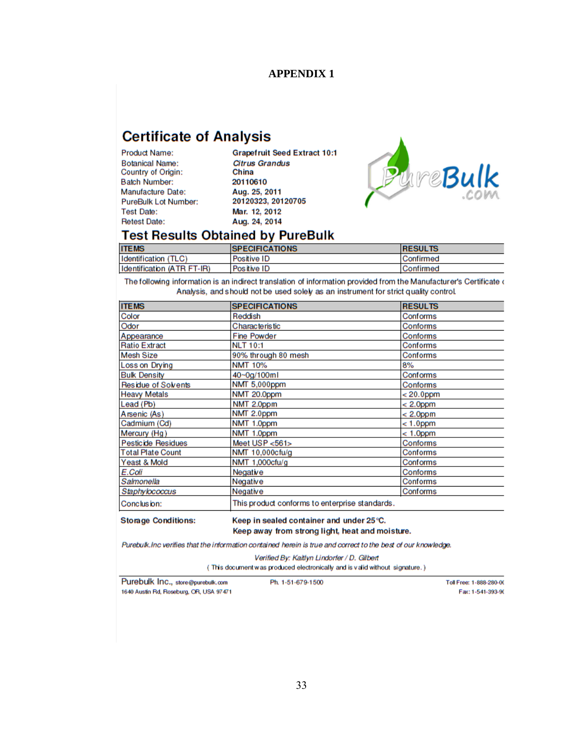# APPENDIX 1

## Certificate of Analysis

| | |
|---|---|
| Product Name: | **Grapefruit Seed Extract 10:1** |
| Botanical Name: | ***Citrus Grandus*** |
| Country of Origin: | **China** |
| Batch Number: | **20110610** |
| Manufacture Date: | **Aug. 25, 2011** |
| PureBulk Lot Number: | **20120323, 20120705** |
| Test Date: | **Mar. 12, 2012** |
| Retest Date: | **Aug. 24, 2014** |

PureBulk .com

## Test Results Obtained by PureBulk

| ITEMS | SPECIFICATIONS | RESULTS |
|---|---|---|
| Identification (TLC) | Positive ID | Confirmed |
| Identification (ATR FT-IR) | Positive ID | Confirmed |

The following information is an indirect translation of information provided from the Manufacturer's Certificate of Analysis, and should not be used solely as an instrument for strict quality control.

| ITEMS | SPECIFICATIONS | RESULTS |
|---|---|---|
| Color | Reddish | Conforms |
| Odor | Characteristic | Conforms |
| Appearance | Fine Powder | Conforms |
| Ratio Extract | NLT 10:1 | Conforms |
| Mesh Size | 90% through 80 mesh | Conforms |
| Loss on Drying | NMT 10% | 8% |
| Bulk Density | 40~0g/100ml | Conforms |
| Residue of Solvents | NMT 5,000ppm | Conforms |
| Heavy Metals | NMT 20.0ppm | < 20.0ppm |
| Lead (Pb) | NMT 2.0ppm | < 2.0ppm |
| Arsenic (As) | NMT 2.0ppm | < 2.0ppm |
| Cadmium (Cd) | NMT 1.0ppm | < 1.0ppm |
| Mercury (Hg) | NMT 1.0ppm | < 1.0ppm |
| Pesticide Residues | Meet USP <561> | Conforms |
| Total Plate Count | NMT 10,000cfu/g | Conforms |
| Yeast & Mold | NMT 1,000cfu/g | Conforms |
| *E.Coli* | Negative | Conforms |
| *Salmonella* | Negative | Conforms |
| *Staphylococcus* | Negative | Conforms |
| Conclusion: | This product conforms to enterprise standards. | |

**Storage Conditions:** **Keep in sealed container and under 25℃.**
**Keep away from strong light, heat and moisture.**

*Purebulk.Inc verifies that the information contained herein is true and correct to the best of our knowledge.*

*Verified By: Kaitlyn Lindorfer / D. Gilbert*

( This document was produced electronically and is valid without signature. )

Purebulk Inc., store@purebulk.com
1640 Austin Rd, Roseburg, OR, USA 97471

Ph. 1-51-679-1500

Toll Free: 1-888-280-0(
Fax: 1-541-393-9(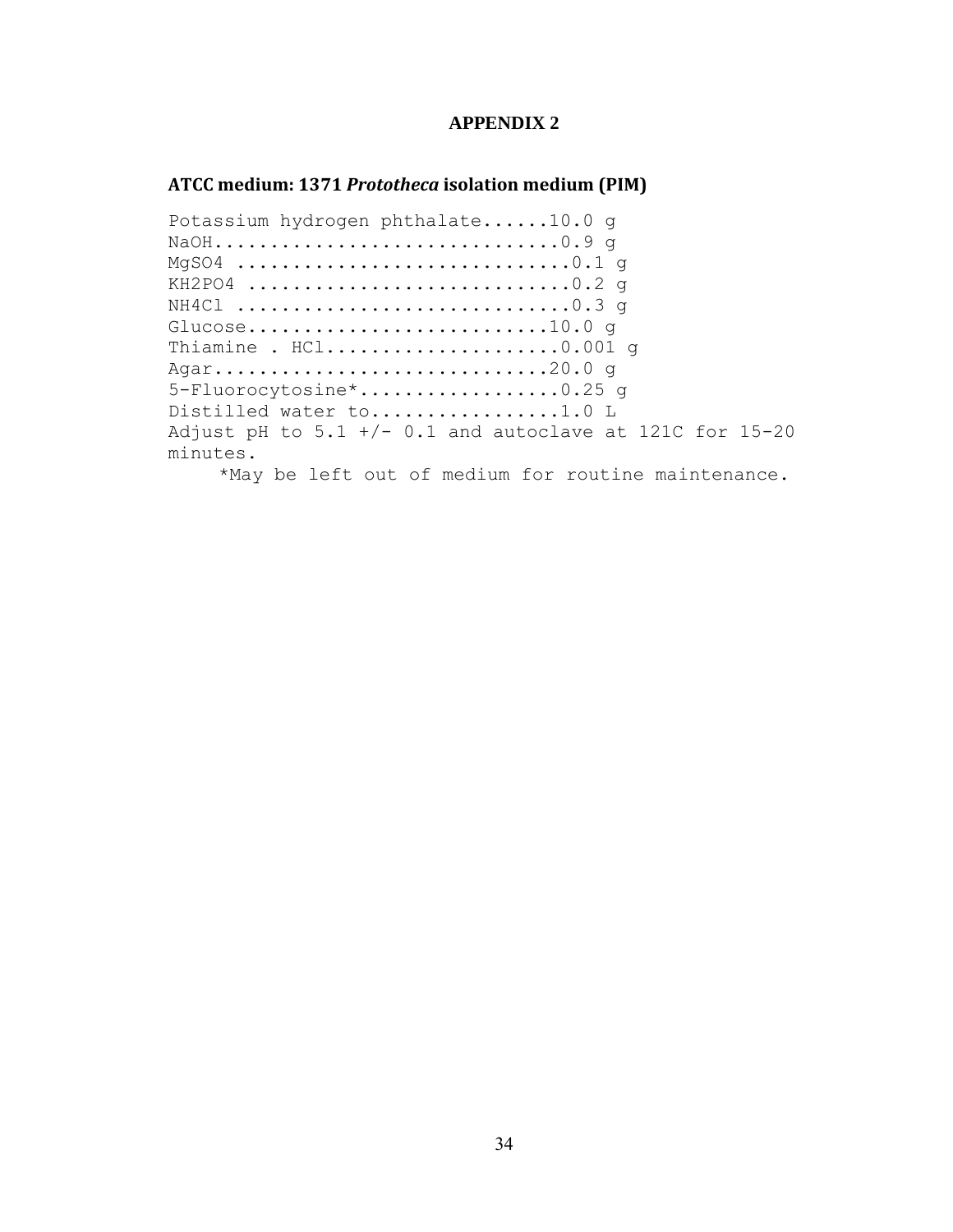# APPENDIX 2

## ATCC medium: 1371 *Prototheca* isolation medium (PIM)

```
Potassium hydrogen phthalate......10.0 g
NaOH..............................0.9 g
MgSO4 .............................0.1 g
KH2PO4 ............................0.2 g
NH4Cl .............................0.3 g
Glucose...........................10.0 g
Thiamine . HCl.....................0.001 g
Agar..............................20.0 g
5-Fluorocytosine*..................0.25 g
Distilled water to.................1.0 L
Adjust pH to 5.1 +/- 0.1 and autoclave at 121C for 15-20
minutes.
     *May be left out of medium for routine maintenance.
```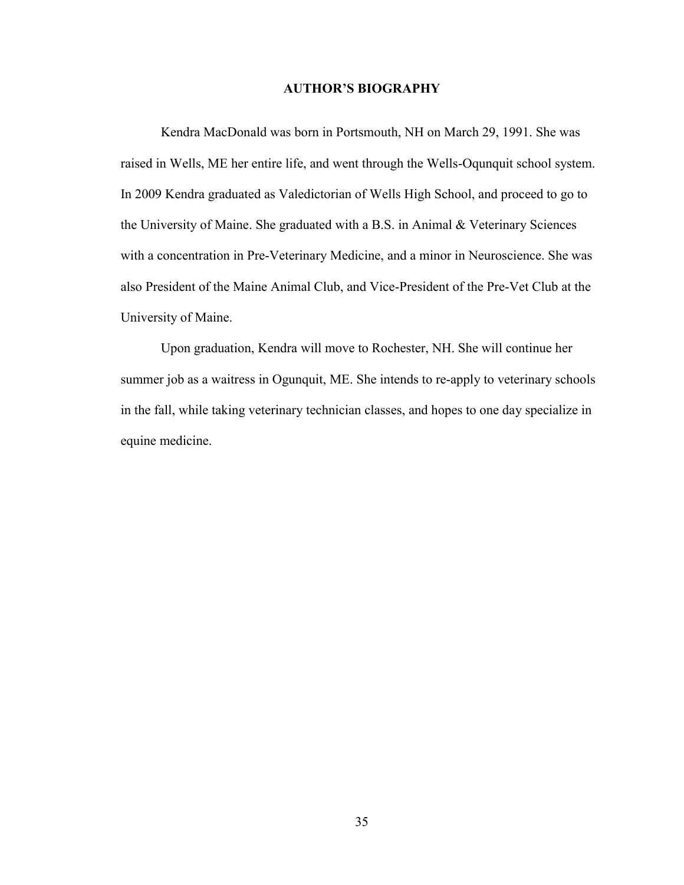## AUTHOR'S BIOGRAPHY

Kendra MacDonald was born in Portsmouth, NH on March 29, 1991. She was raised in Wells, ME her entire life, and went through the Wells-Oqunquit school system. In 2009 Kendra graduated as Valedictorian of Wells High School, and proceed to go to the University of Maine. She graduated with a B.S. in Animal & Veterinary Sciences with a concentration in Pre-Veterinary Medicine, and a minor in Neuroscience. She was also President of the Maine Animal Club, and Vice-President of the Pre-Vet Club at the University of Maine.

Upon graduation, Kendra will move to Rochester, NH. She will continue her summer job as a waitress in Ogunquit, ME. She intends to re-apply to veterinary schools in the fall, while taking veterinary technician classes, and hopes to one day specialize in equine medicine.